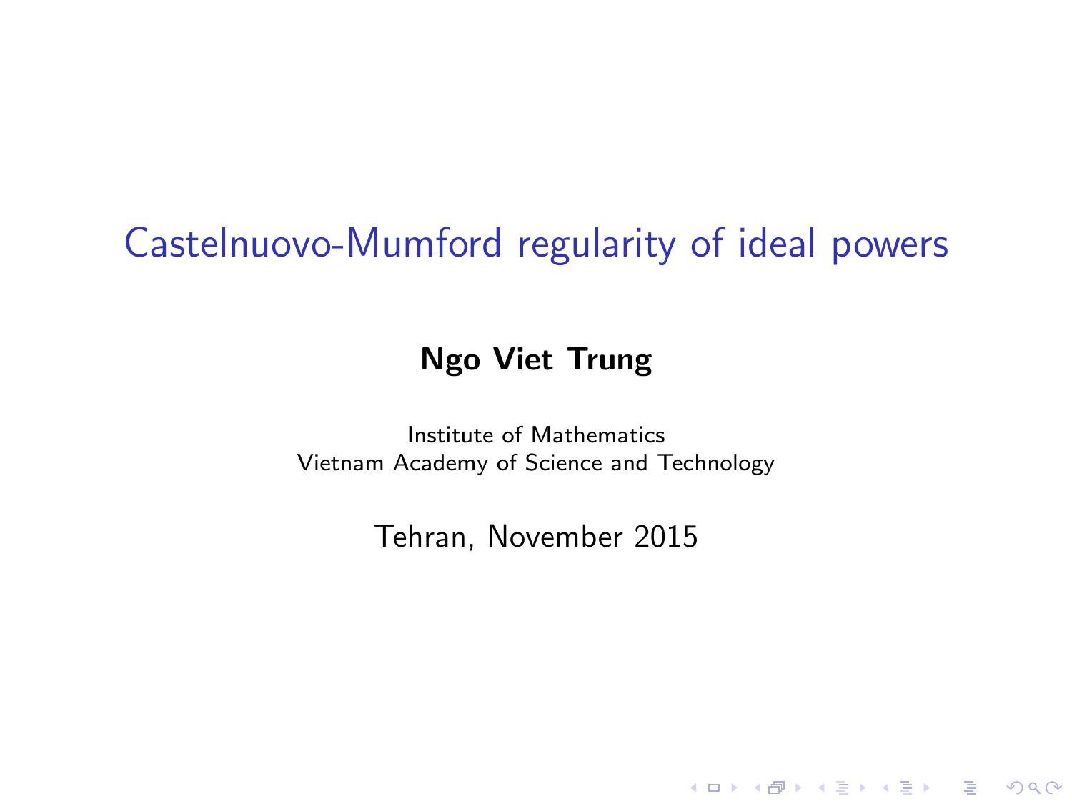# Castelnuovo-Mumford regularity of ideal powers

**Ngo Viet Trung**

Institute of Mathematics
Vietnam Academy of Science and Technology

Tehran, November 2015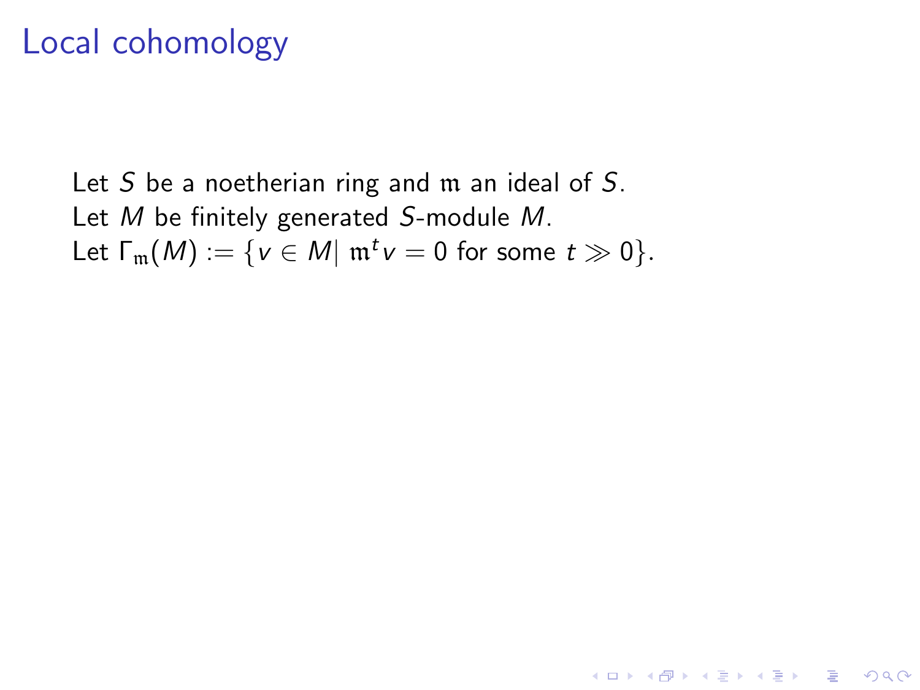# Local cohomology

Let $S$ be a noetherian ring and $\mathfrak{m}$ an ideal of $S$.
Let $M$ be finitely generated $S$-module $M$.
Let $\Gamma_{\mathfrak{m}}(M) := \{v \in M | \ \mathfrak{m}^t v = 0 \text{ for some } t \gg 0\}$.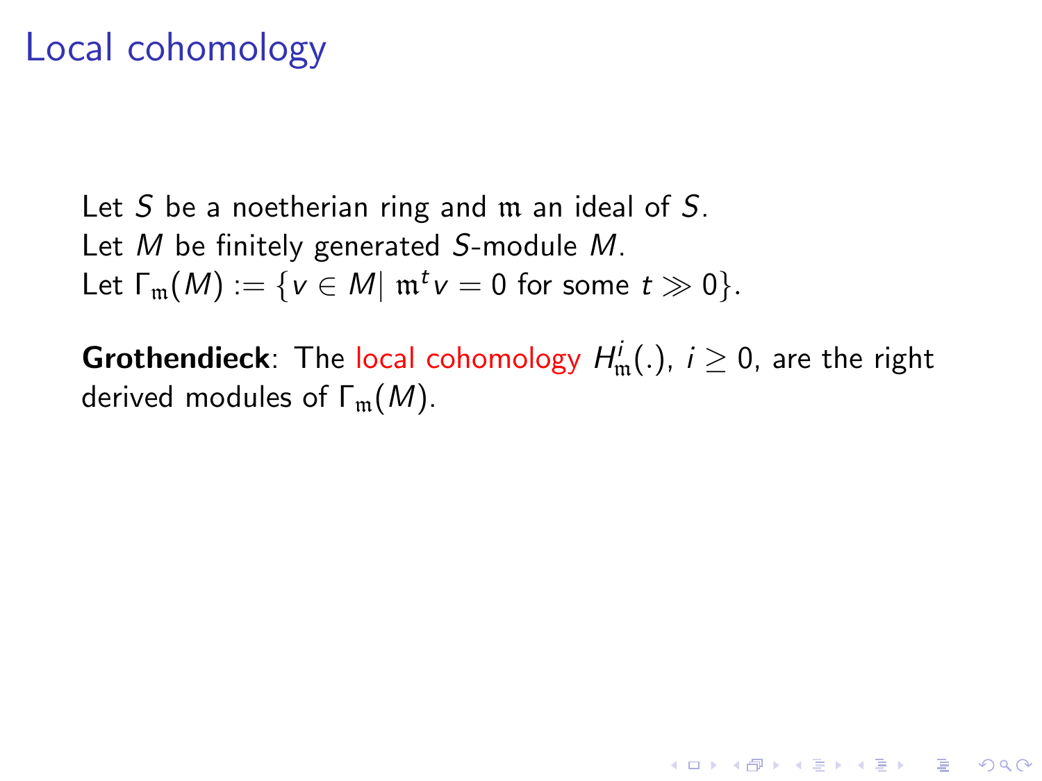# Local cohomology

Let $S$ be a noetherian ring and $\mathfrak{m}$ an ideal of $S$.
Let $M$ be finitely generated $S$-module $M$.
Let $\Gamma_{\mathfrak{m}}(M) := \{v \in M | \ \mathfrak{m}^t v = 0 \text{ for some } t \gg 0\}$.

**Grothendieck**: The local cohomology $H^i_{\mathfrak{m}}(.)$, $i \geq 0$, are the right derived modules of $\Gamma_{\mathfrak{m}}(M)$.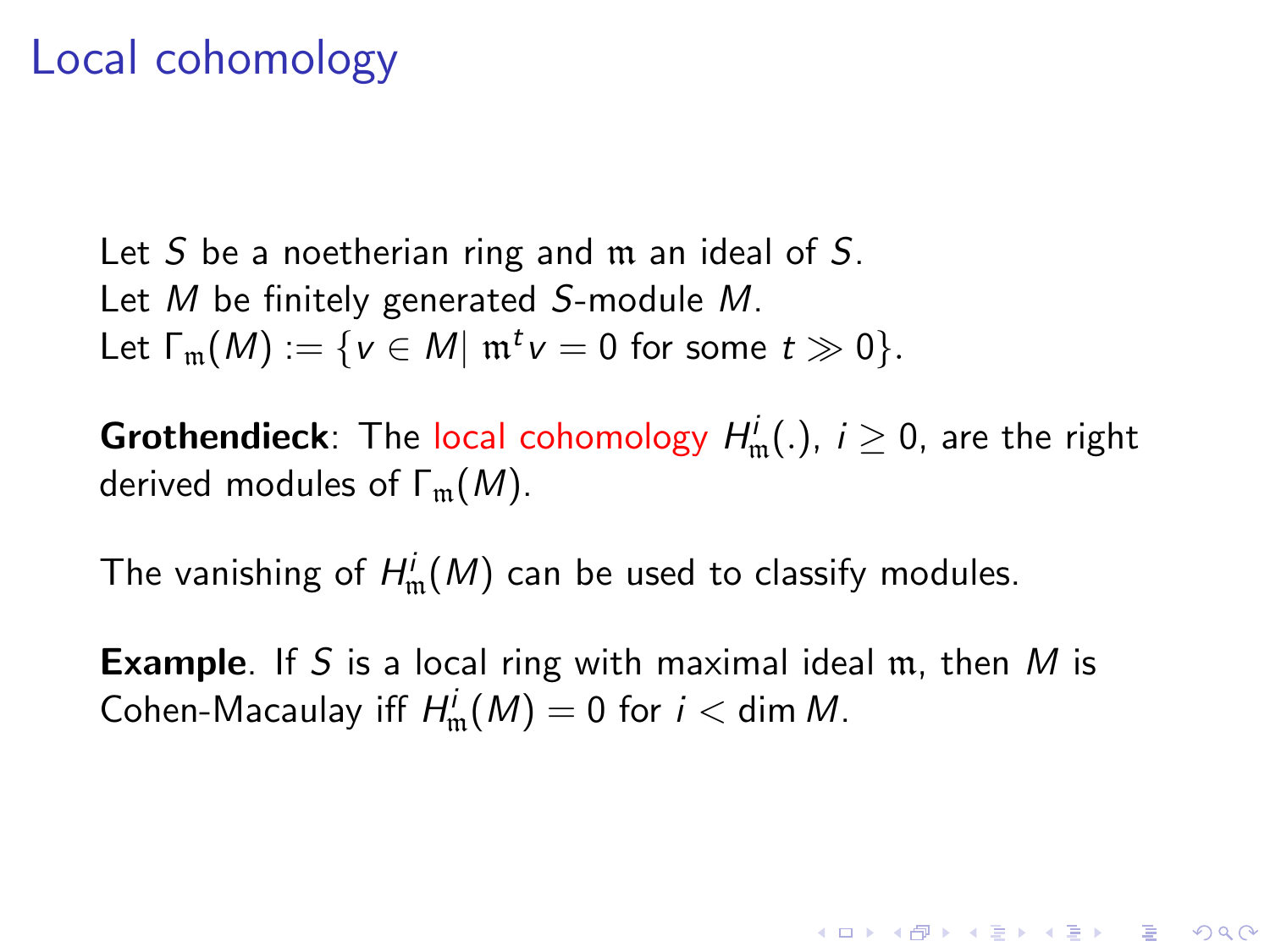# Local cohomology

Let $S$ be a noetherian ring and $\mathfrak{m}$ an ideal of $S$.
Let $M$ be finitely generated $S$-module $M$.
Let $\Gamma_{\mathfrak{m}}(M) := \{v \in M | \ \mathfrak{m}^t v = 0 \text{ for some } t \gg 0\}$.

**Grothendieck**: The local cohomology $H^i_{\mathfrak{m}}(.)$, $i \geq 0$, are the right derived modules of $\Gamma_{\mathfrak{m}}(M)$.

The vanishing of $H^i_{\mathfrak{m}}(M)$ can be used to classify modules.

**Example**. If $S$ is a local ring with maximal ideal $\mathfrak{m}$, then $M$ is Cohen-Macaulay iff $H^i_{\mathfrak{m}}(M) = 0$ for $i < \dim M$.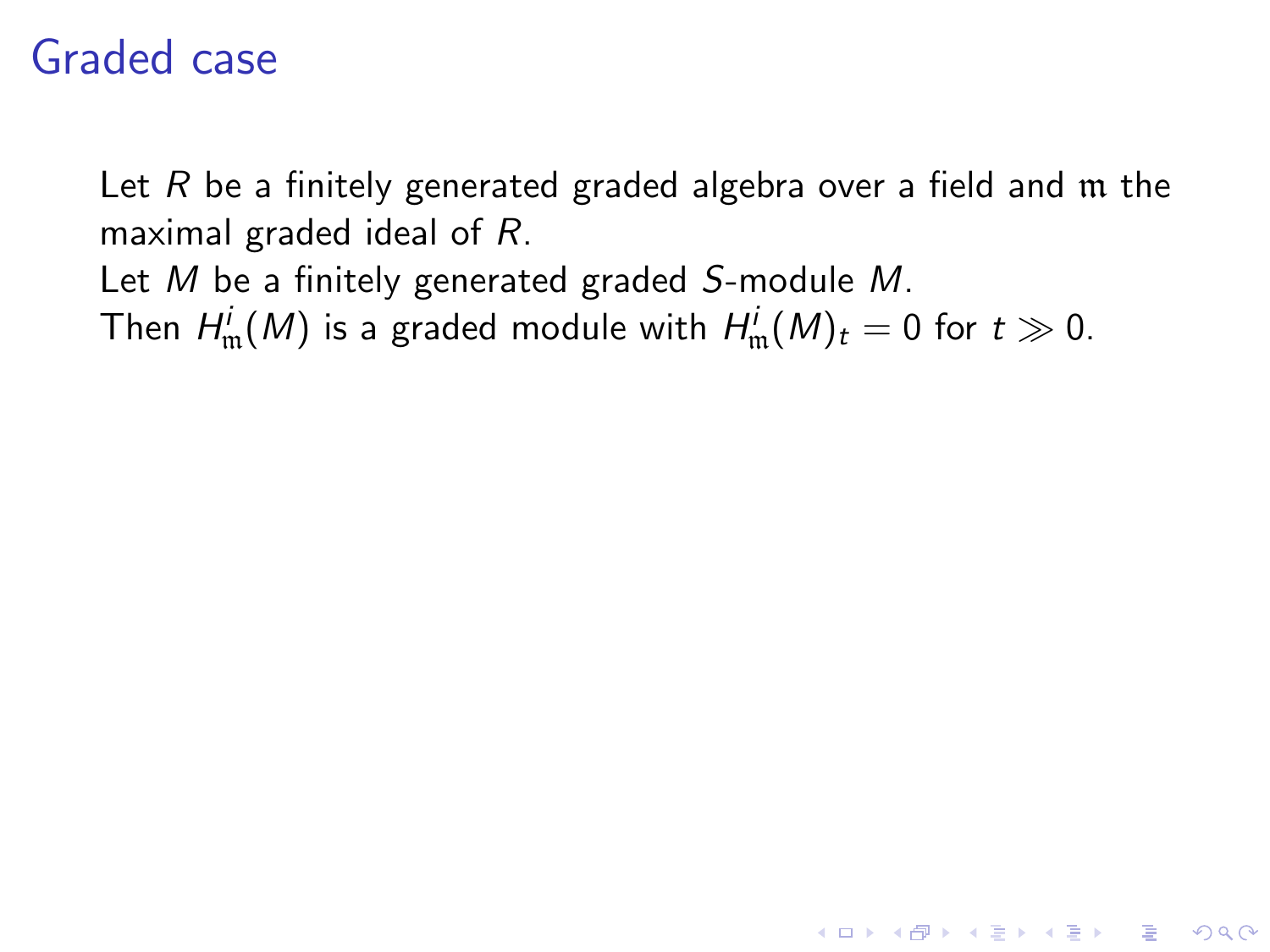# Graded case

Let $R$ be a finitely generated graded algebra over a field and $\mathfrak{m}$ the maximal graded ideal of $R$.
Let $M$ be a finitely generated graded $S$-module $M$.
Then $H^i_{\mathfrak{m}}(M)$ is a graded module with $H^i_{\mathfrak{m}}(M)_t = 0$ for $t \gg 0$.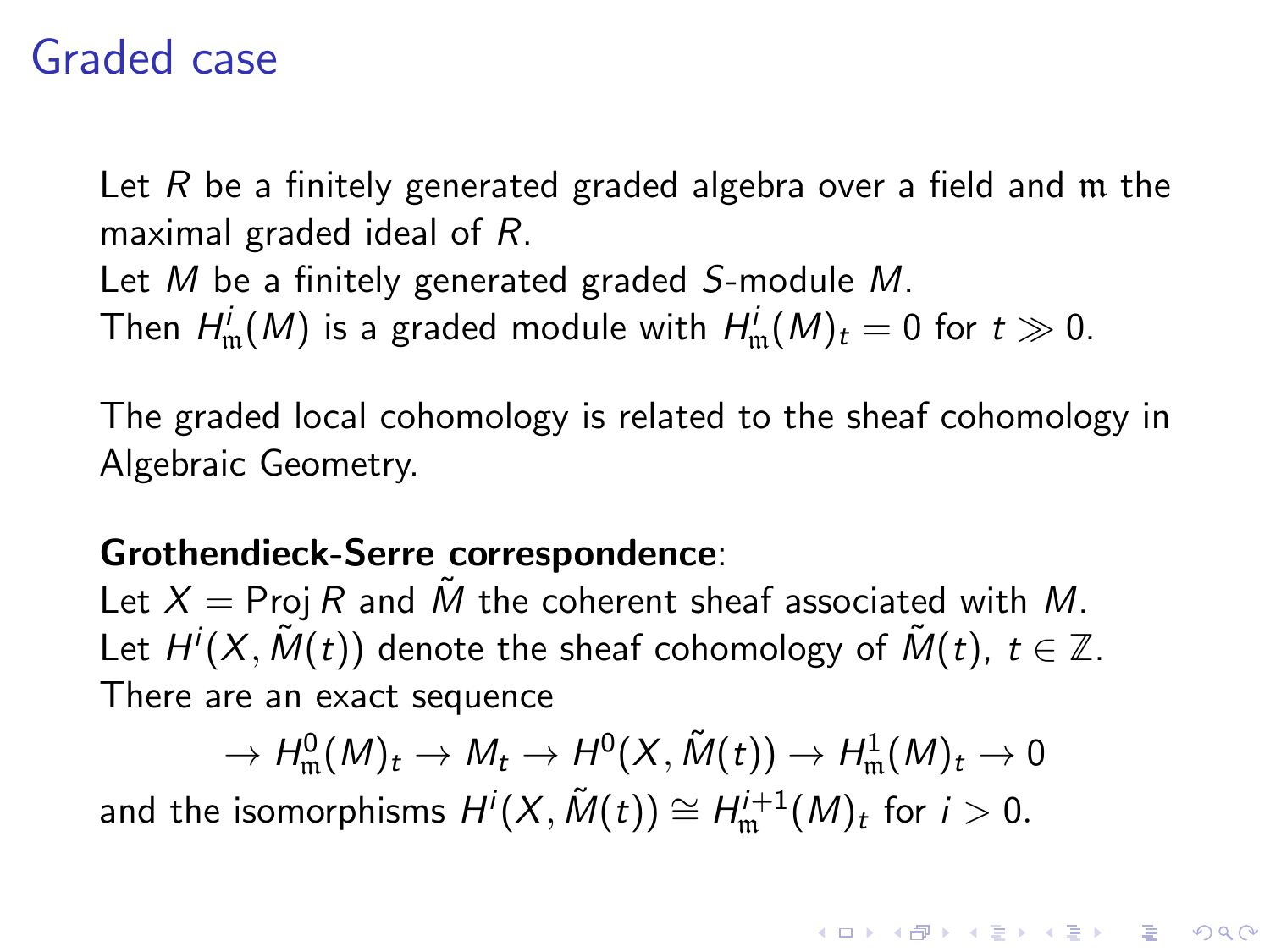# Graded case

Let $R$ be a finitely generated graded algebra over a field and $\mathfrak{m}$ the maximal graded ideal of $R$.
Let $M$ be a finitely generated graded $S$-module $M$.
Then $H^i_{\mathfrak{m}}(M)$ is a graded module with $H^i_{\mathfrak{m}}(M)_t = 0$ for $t \gg 0$.

The graded local cohomology is related to the sheaf cohomology in Algebraic Geometry.

**Grothendieck-Serre correspondence**:
Let $X = \operatorname{Proj} R$ and $\tilde{M}$ the coherent sheaf associated with $M$.
Let $H^i(X, \tilde{M}(t))$ denote the sheaf cohomology of $\tilde{M}(t)$, $t \in \mathbb{Z}$.
There are an exact sequence

$$\to H^0_{\mathfrak{m}}(M)_t \to M_t \to H^0(X, \tilde{M}(t)) \to H^1_{\mathfrak{m}}(M)_t \to 0$$

and the isomorphisms $H^i(X, \tilde{M}(t)) \cong H^{i+1}_{\mathfrak{m}}(M)_t$ for $i > 0$.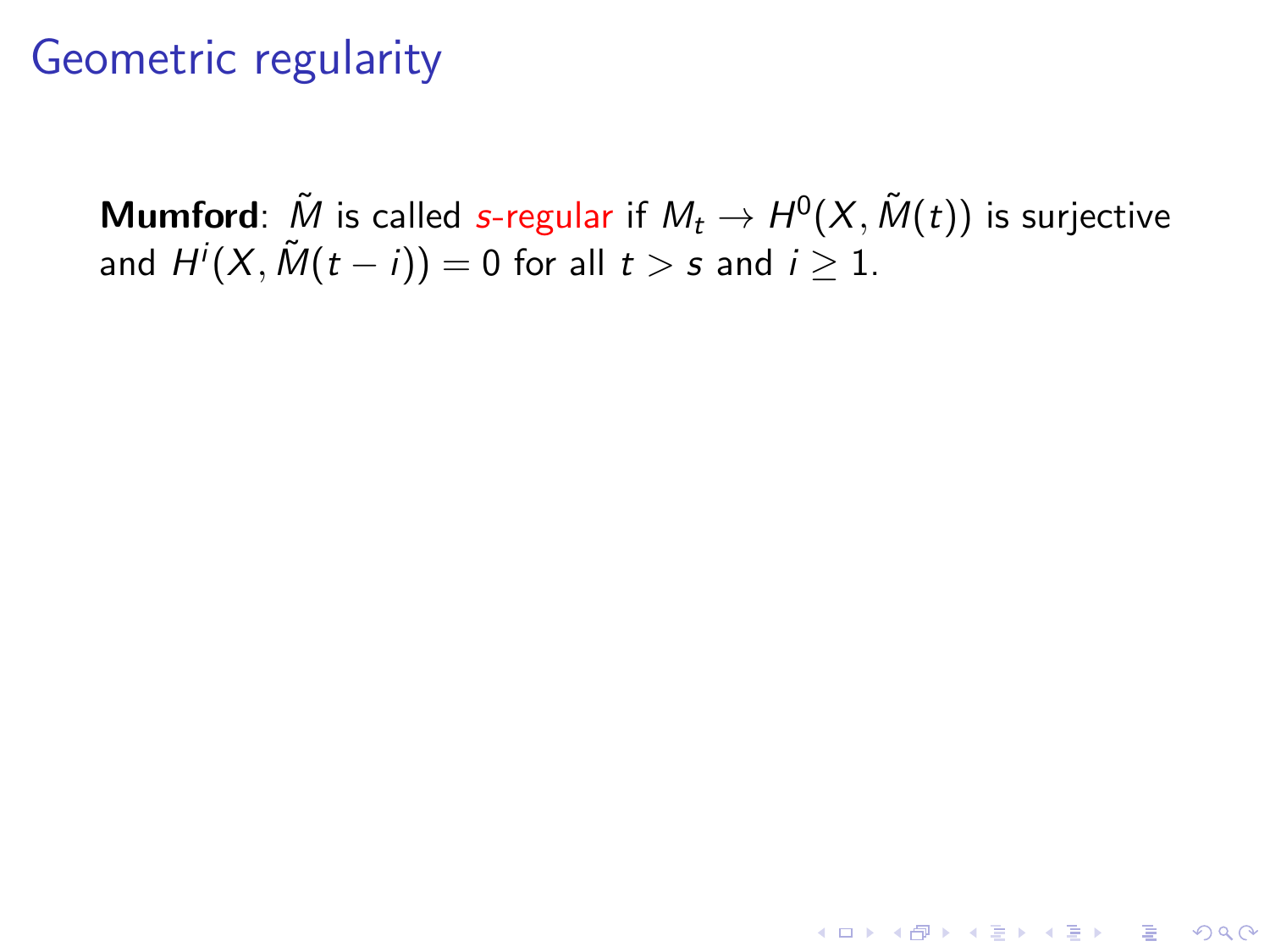# Geometric regularity

**Mumford**: $\tilde{M}$ is called $s$-regular if $M_t \to H^0(X, \tilde{M}(t))$ is surjective and $H^i(X, \tilde{M}(t-i)) = 0$ for all $t > s$ and $i \geq 1$.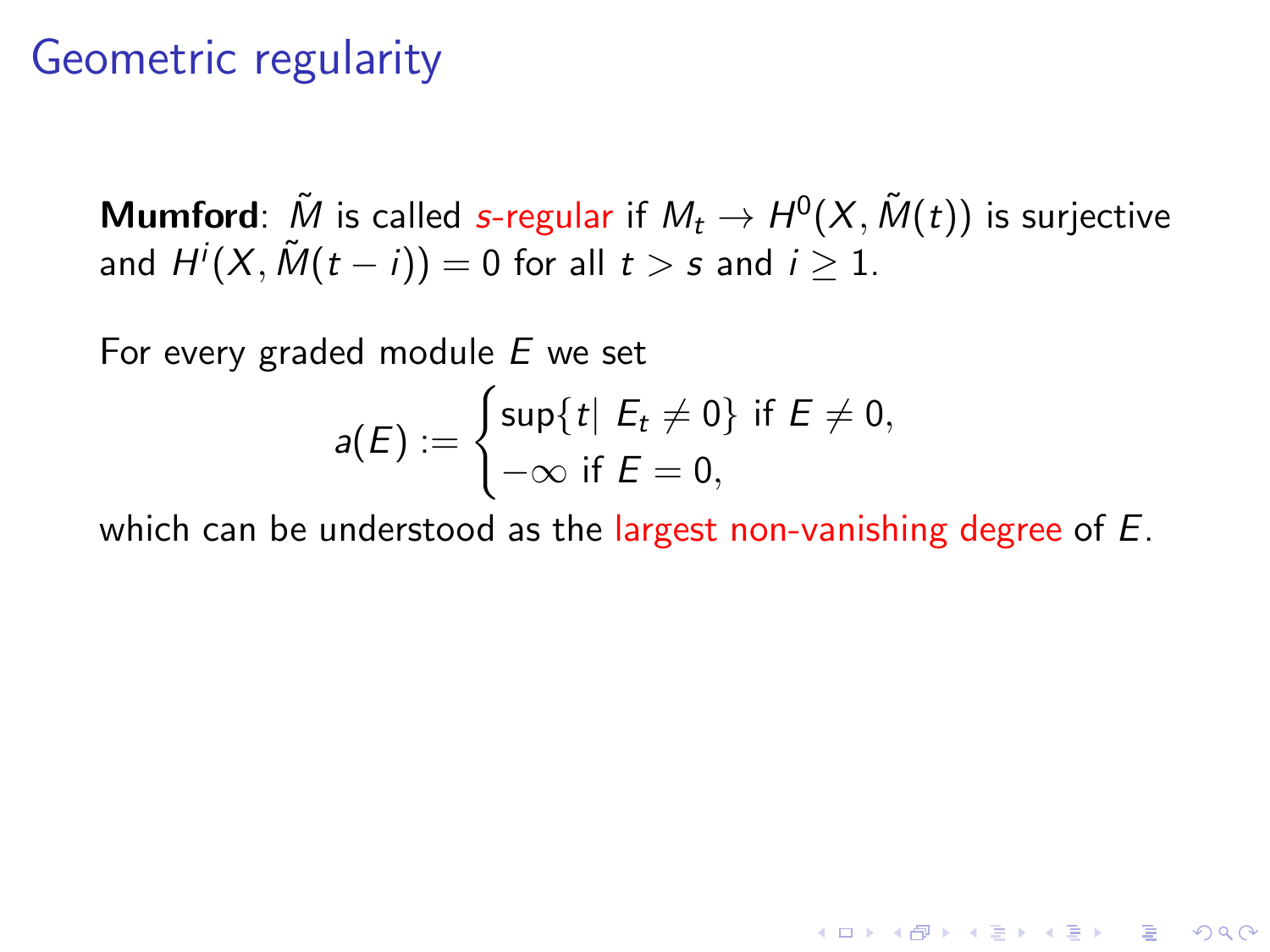# Geometric regularity

**Mumford**: $\tilde{M}$ is called *s-regular* if $M_t \to H^0(X, \tilde{M}(t))$ is surjective and $H^i(X, \tilde{M}(t-i)) = 0$ for all $t > s$ and $i \geq 1$.

For every graded module $E$ we set

$$a(E) := \begin{cases} \sup\{t \mid E_t \neq 0\} \text{ if } E \neq 0, \\ -\infty \text{ if } E = 0, \end{cases}$$

which can be understood as the largest non-vanishing degree of $E$.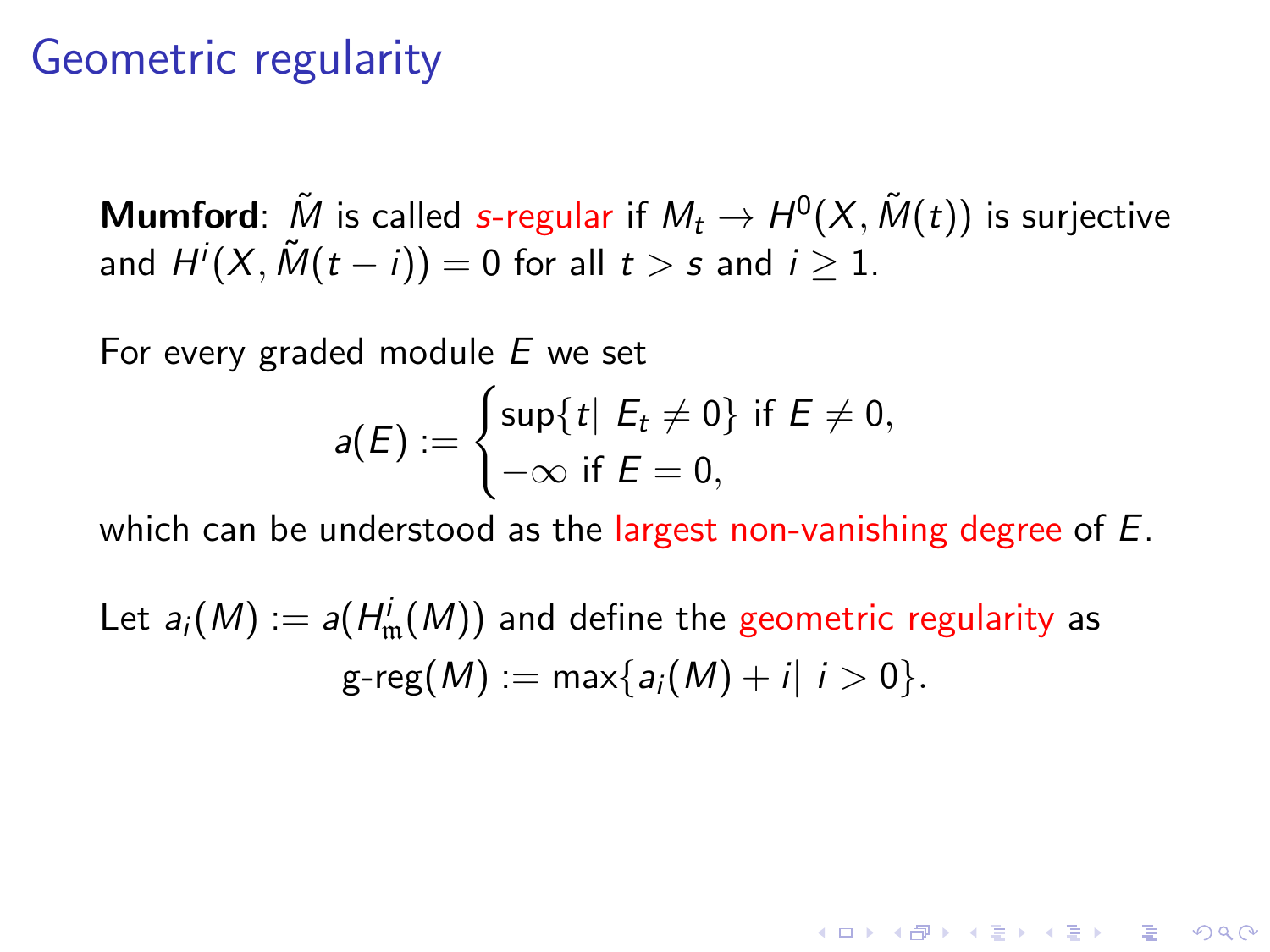# Geometric regularity

**Mumford**: $\tilde{M}$ is called $s$-regular if $M_t \to H^0(X, \tilde{M}(t))$ is surjective and $H^i(X, \tilde{M}(t-i)) = 0$ for all $t > s$ and $i \geq 1$.

For every graded module $E$ we set

$$a(E) := \begin{cases} \sup\{t \mid E_t \neq 0\} \text{ if } E \neq 0, \\ -\infty \text{ if } E = 0, \end{cases}$$

which can be understood as the largest non-vanishing degree of $E$.

Let $a_i(M) := a(H^i_{\mathfrak{m}}(M))$ and define the geometric regularity as

$$\text{g-reg}(M) := \max\{a_i(M) + i \mid i > 0\}.$$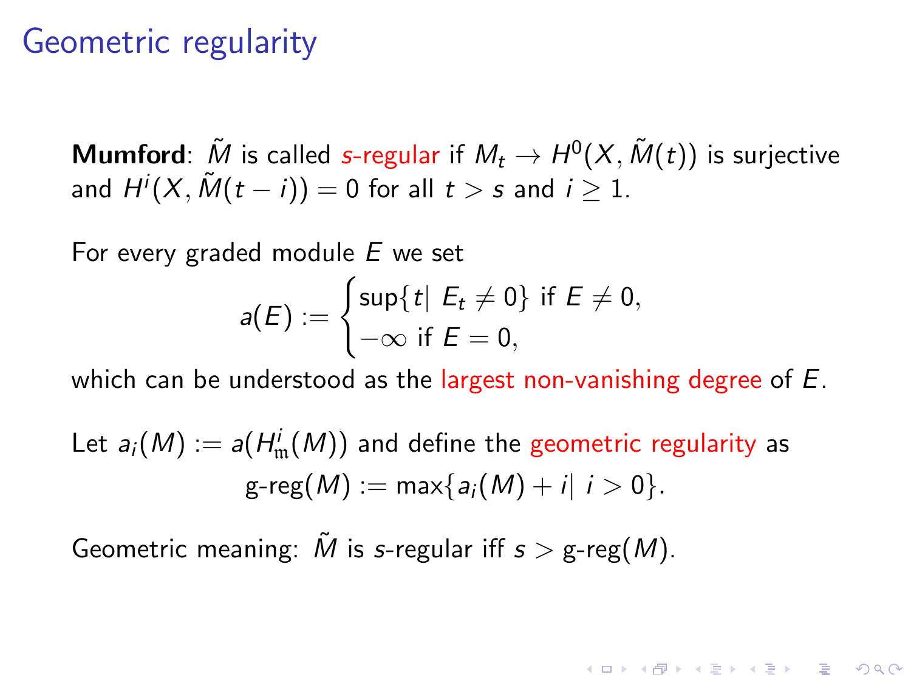# Geometric regularity

**Mumford**: $\tilde{M}$ is called *s-regular* if $M_t \to H^0(X, \tilde{M}(t))$ is surjective and $H^i(X, \tilde{M}(t-i)) = 0$ for all $t > s$ and $i \geq 1$.

For every graded module $E$ we set

$$a(E) := \begin{cases} \sup\{t \mid E_t \neq 0\} \text{ if } E \neq 0, \\ -\infty \text{ if } E = 0, \end{cases}$$

which can be understood as the largest non-vanishing degree of $E$.

Let $a_i(M) := a(H^i_{\mathfrak{m}}(M))$ and define the geometric regularity as

$$\text{g-reg}(M) := \max\{a_i(M) + i \mid i > 0\}.$$

Geometric meaning: $\tilde{M}$ is $s$-regular iff $s > \text{g-reg}(M)$.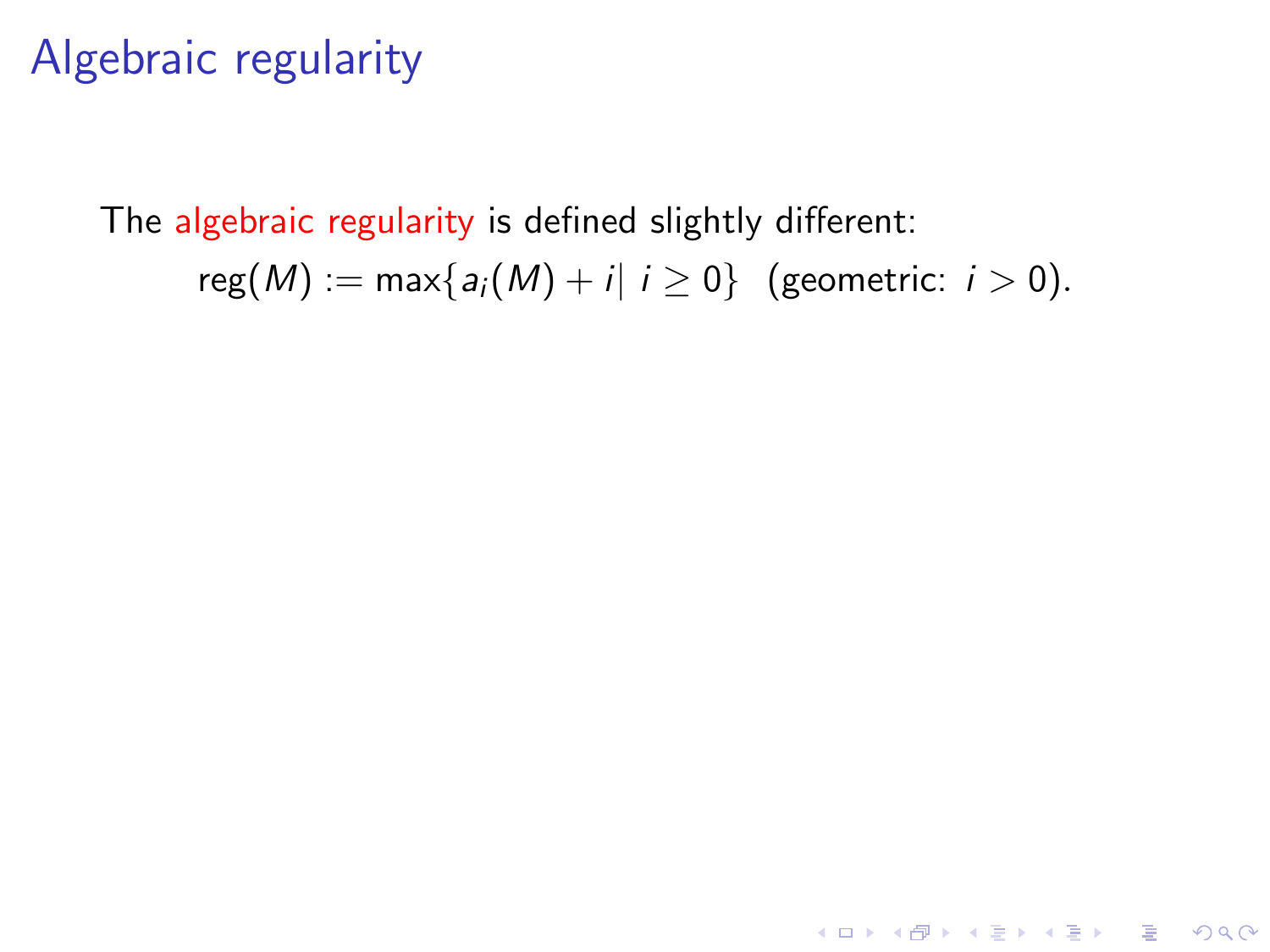# Algebraic regularity

The algebraic regularity is defined slightly different:

$$\operatorname{reg}(M) := \max\{a_i(M) + i \mid i \geq 0\} \quad \text{(geometric: } i > 0).$$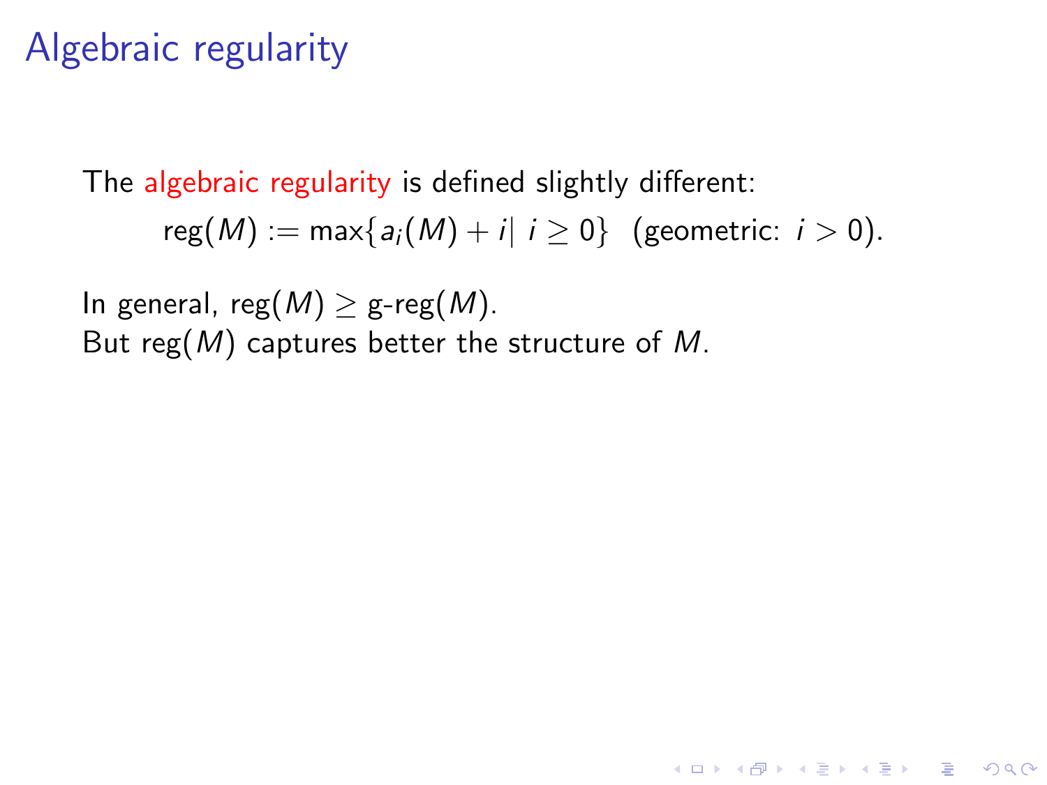# Algebraic regularity

The algebraic regularity is defined slightly different:

$$\mathrm{reg}(M) := \max\{a_i(M) + i \mid i \geq 0\} \quad (\text{geometric: } i > 0).$$

In general, $\mathrm{reg}(M) \geq \text{g-reg}(M)$.
But $\mathrm{reg}(M)$ captures better the structure of $M$.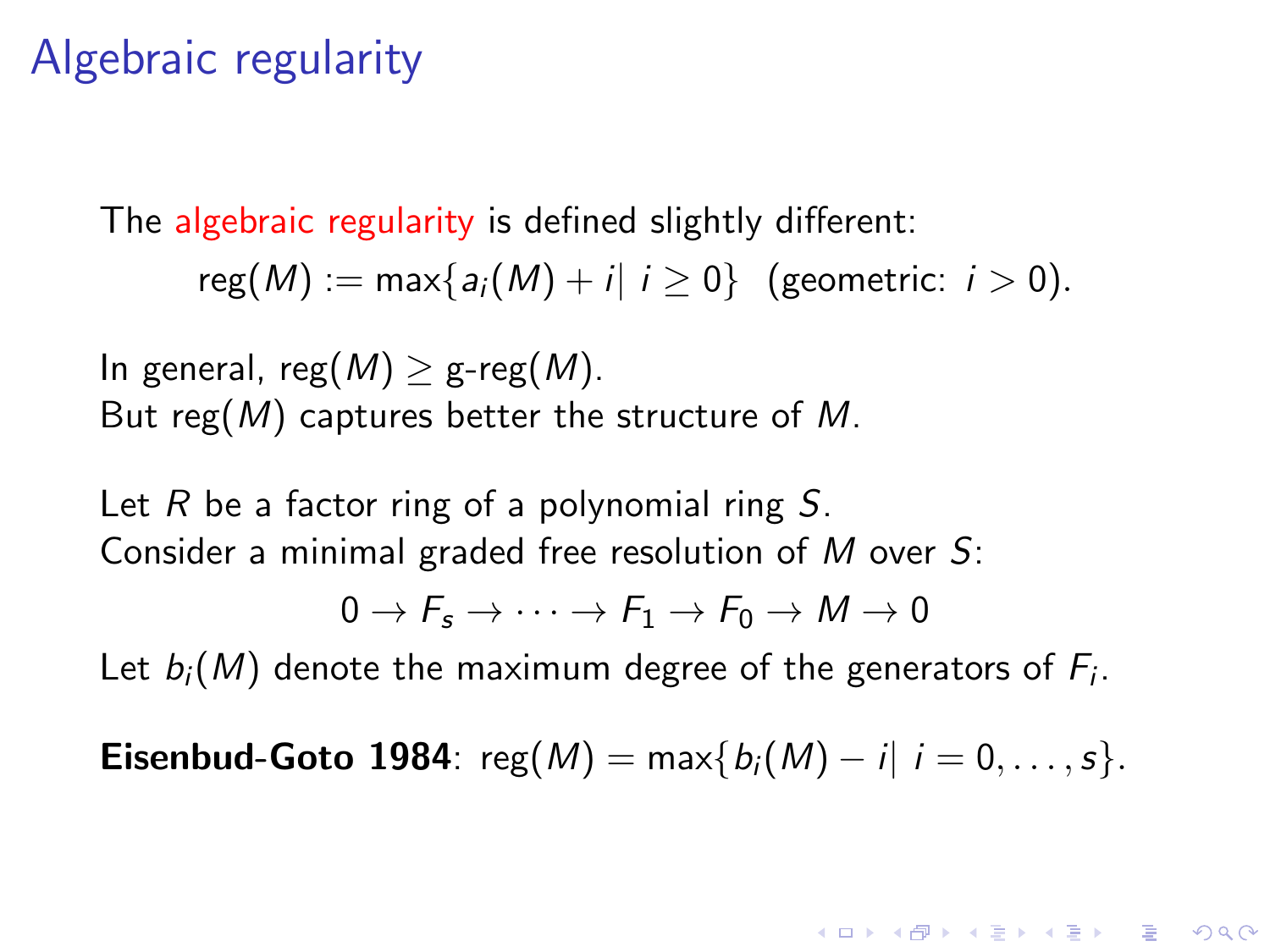# Algebraic regularity

The algebraic regularity is defined slightly different:

$$\text{reg}(M) := \max\{a_i(M) + i \mid i \geq 0\} \quad (\text{geometric: } i > 0).$$

In general, $\text{reg}(M) \geq \text{g-reg}(M)$.
But $\text{reg}(M)$ captures better the structure of $M$.

Let $R$ be a factor ring of a polynomial ring $S$.
Consider a minimal graded free resolution of $M$ over $S$:

$$0 \to F_s \to \cdots \to F_1 \to F_0 \to M \to 0$$

Let $b_i(M)$ denote the maximum degree of the generators of $F_i$.

**Eisenbud-Goto 1984**: $\text{reg}(M) = \max\{b_i(M) - i \mid i = 0, \ldots, s\}$.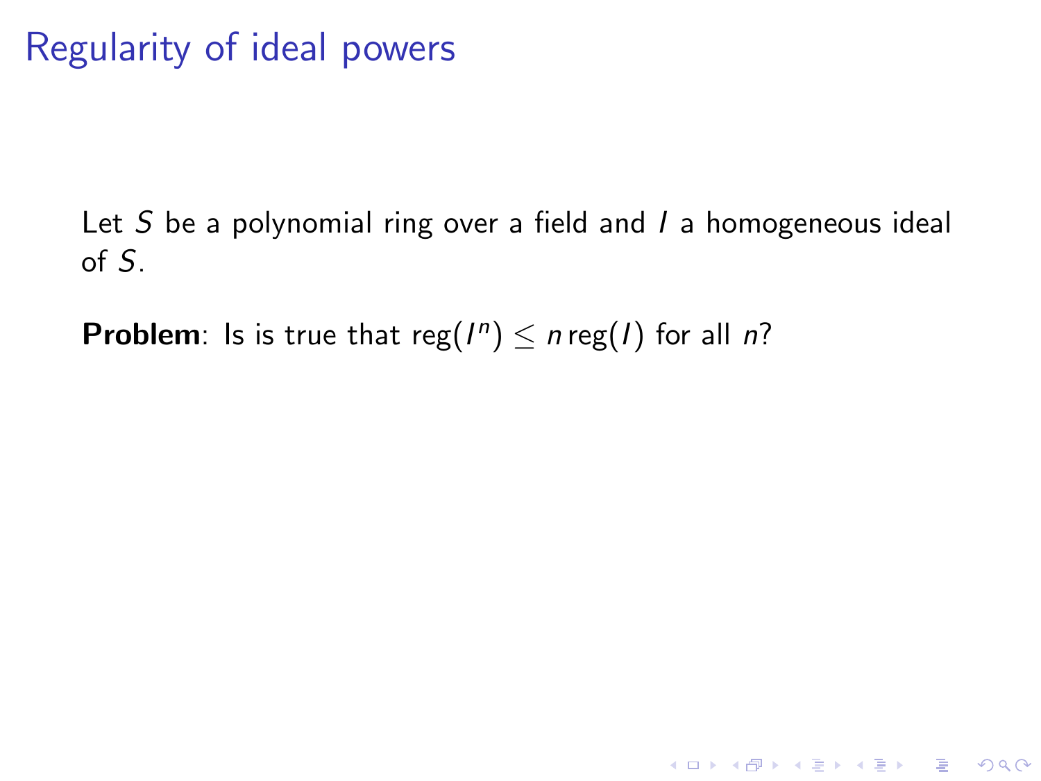# Regularity of ideal powers

Let $S$ be a polynomial ring over a field and $I$ a homogeneous ideal of $S$.

**Problem**: Is is true that $\operatorname{reg}(I^n) \leq n \operatorname{reg}(I)$ for all $n$?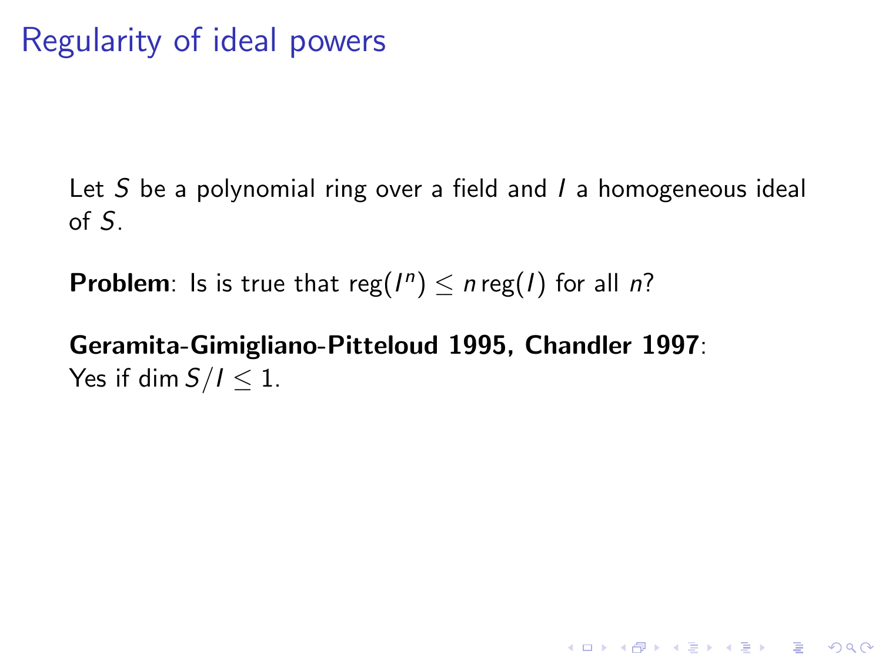# Regularity of ideal powers

Let $S$ be a polynomial ring over a field and $I$ a homogeneous ideal of $S$.

**Problem**: Is is true that $\operatorname{reg}(I^n) \leq n \operatorname{reg}(I)$ for all $n$?

**Geramita-Gimigliano-Pitteloud 1995, Chandler 1997**:
Yes if $\dim S/I \leq 1$.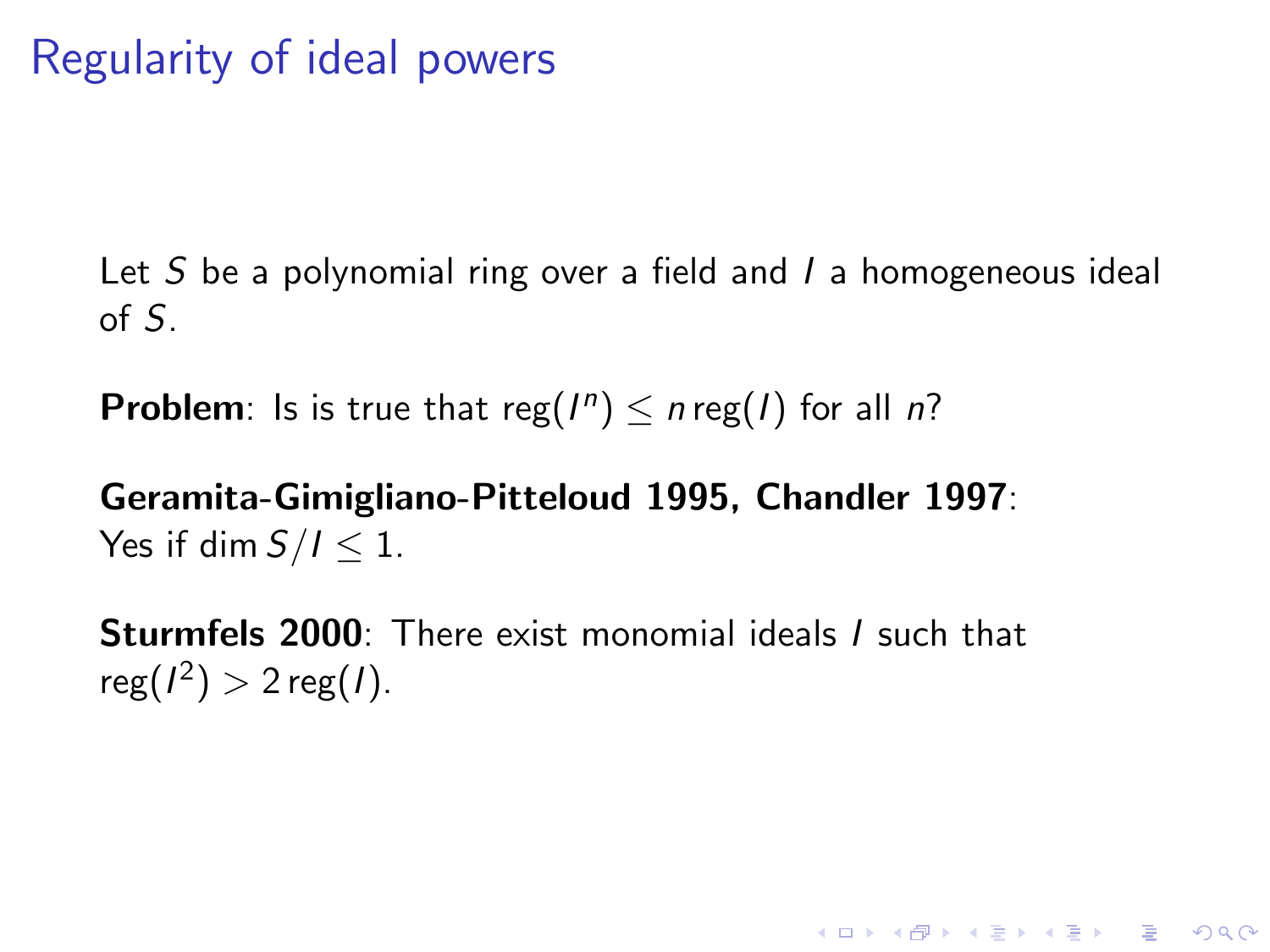# Regularity of ideal powers

Let $S$ be a polynomial ring over a field and $I$ a homogeneous ideal of $S$.

**Problem**: Is is true that $\operatorname{reg}(I^n) \leq n \operatorname{reg}(I)$ for all $n$?

**Geramita-Gimigliano-Pitteloud 1995, Chandler 1997**:
Yes if $\dim S/I \leq 1$.

**Sturmfels 2000**: There exist monomial ideals $I$ such that $\operatorname{reg}(I^2) > 2 \operatorname{reg}(I)$.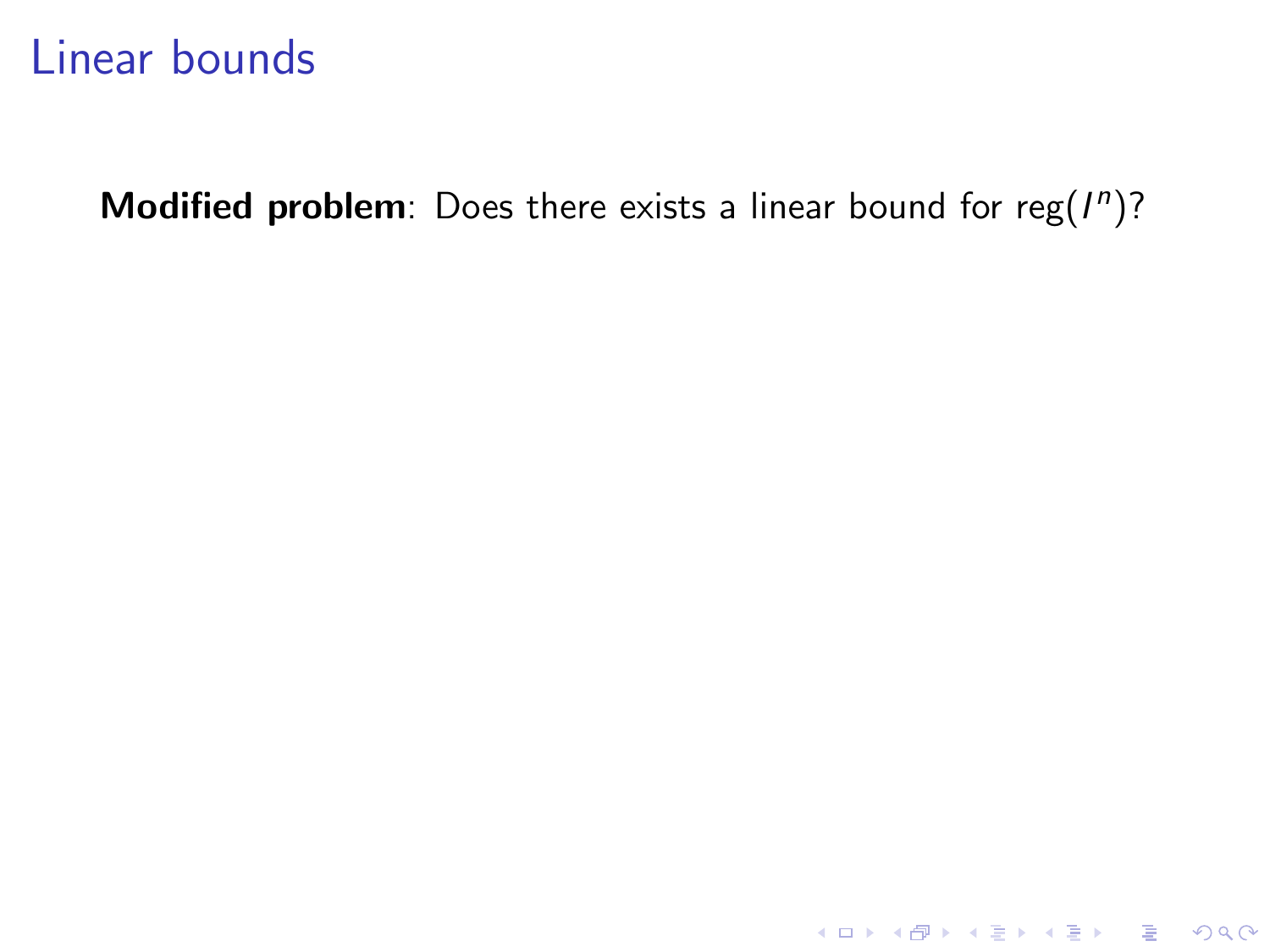# Linear bounds

**Modified problem**: Does there exists a linear bound for $\operatorname{reg}(I^n)$?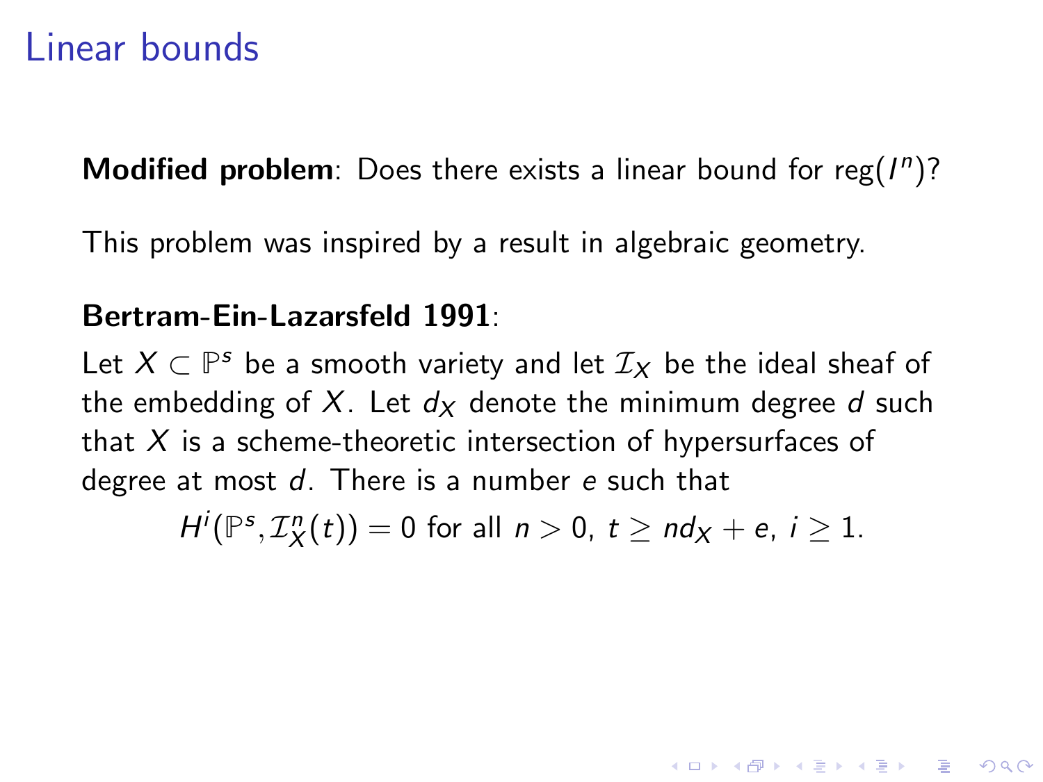# Linear bounds

**Modified problem**: Does there exists a linear bound for $\text{reg}(I^n)$?

This problem was inspired by a result in algebraic geometry.

**Bertram-Ein-Lazarsfeld 1991**:

Let $X \subset \mathbb{P}^s$ be a smooth variety and let $\mathcal{I}_X$ be the ideal sheaf of the embedding of $X$. Let $d_X$ denote the minimum degree $d$ such that $X$ is a scheme-theoretic intersection of hypersurfaces of degree at most $d$. There is a number $e$ such that

$$H^i(\mathbb{P}^s, \mathcal{I}_X^n(t)) = 0 \text{ for all } n > 0,\ t \geq nd_X + e,\ i \geq 1.$$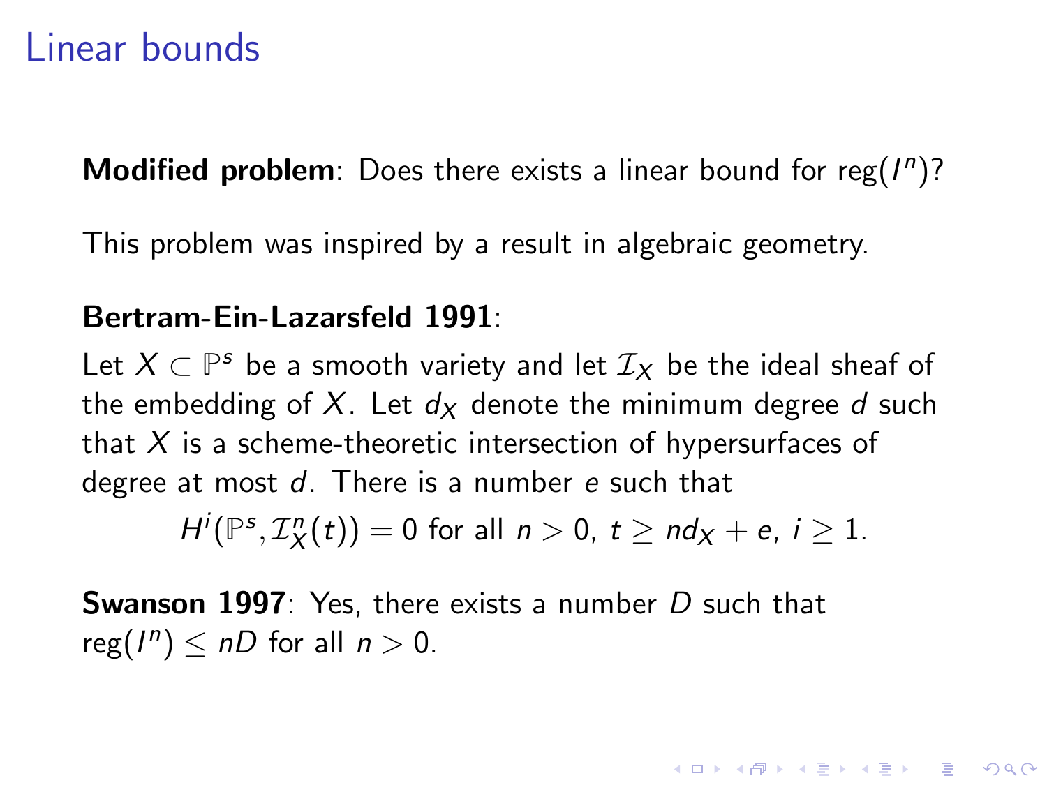# Linear bounds

**Modified problem**: Does there exists a linear bound for $\operatorname{reg}(I^n)$?

This problem was inspired by a result in algebraic geometry.

**Bertram-Ein-Lazarsfeld 1991**:

Let $X \subset \mathbb{P}^s$ be a smooth variety and let $\mathcal{I}_X$ be the ideal sheaf of the embedding of $X$. Let $d_X$ denote the minimum degree $d$ such that $X$ is a scheme-theoretic intersection of hypersurfaces of degree at most $d$. There is a number $e$ such that

$$H^i(\mathbb{P}^s, \mathcal{I}_X^n(t)) = 0 \text{ for all } n > 0,\ t \geq nd_X + e,\ i \geq 1.$$

**Swanson 1997**: Yes, there exists a number $D$ such that $\operatorname{reg}(I^n) \leq nD$ for all $n > 0$.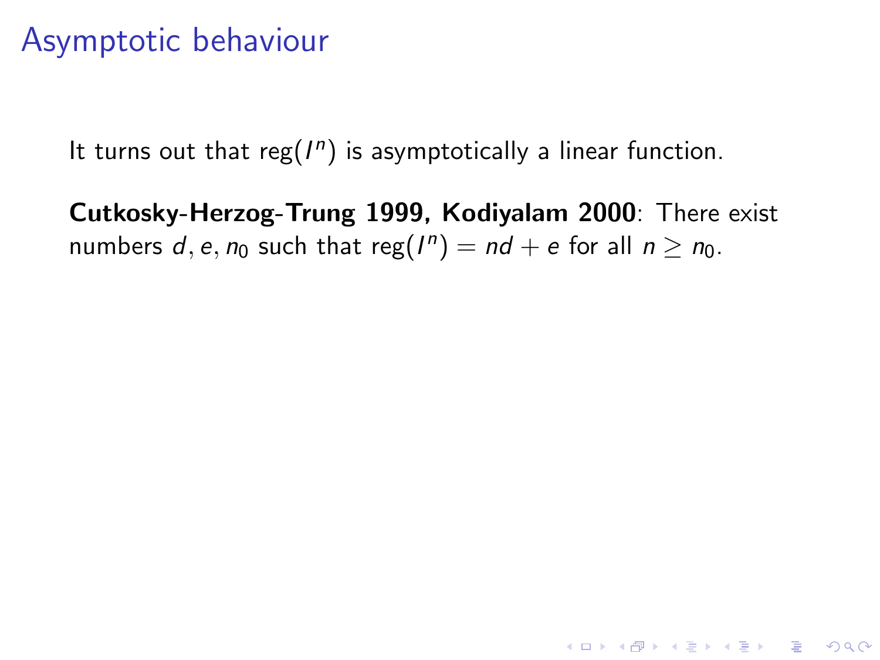# Asymptotic behaviour

It turns out that $\text{reg}(I^n)$ is asymptotically a linear function.

**Cutkosky-Herzog-Trung 1999, Kodiyalam 2000**: There exist numbers $d, e, n_0$ such that $\text{reg}(I^n) = nd + e$ for all $n \geq n_0$.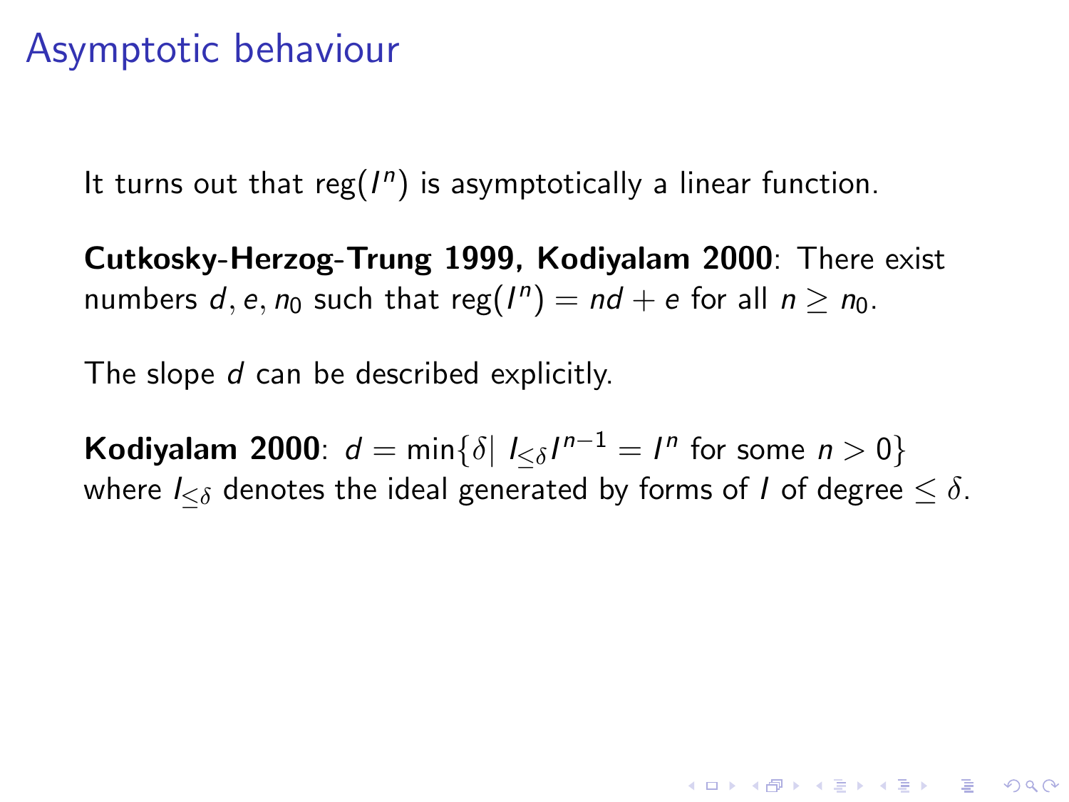# Asymptotic behaviour

It turns out that $\text{reg}(I^n)$ is asymptotically a linear function.

**Cutkosky-Herzog-Trung 1999, Kodiyalam 2000**: There exist numbers $d, e, n_0$ such that $\text{reg}(I^n) = nd + e$ for all $n \geq n_0$.

The slope $d$ can be described explicitly.

**Kodiyalam 2000**: $d = \min\{\delta |\ I_{\leq \delta} I^{n-1} = I^n \text{ for some } n > 0\}$ where $I_{\leq \delta}$ denotes the ideal generated by forms of $I$ of degree $\leq \delta$.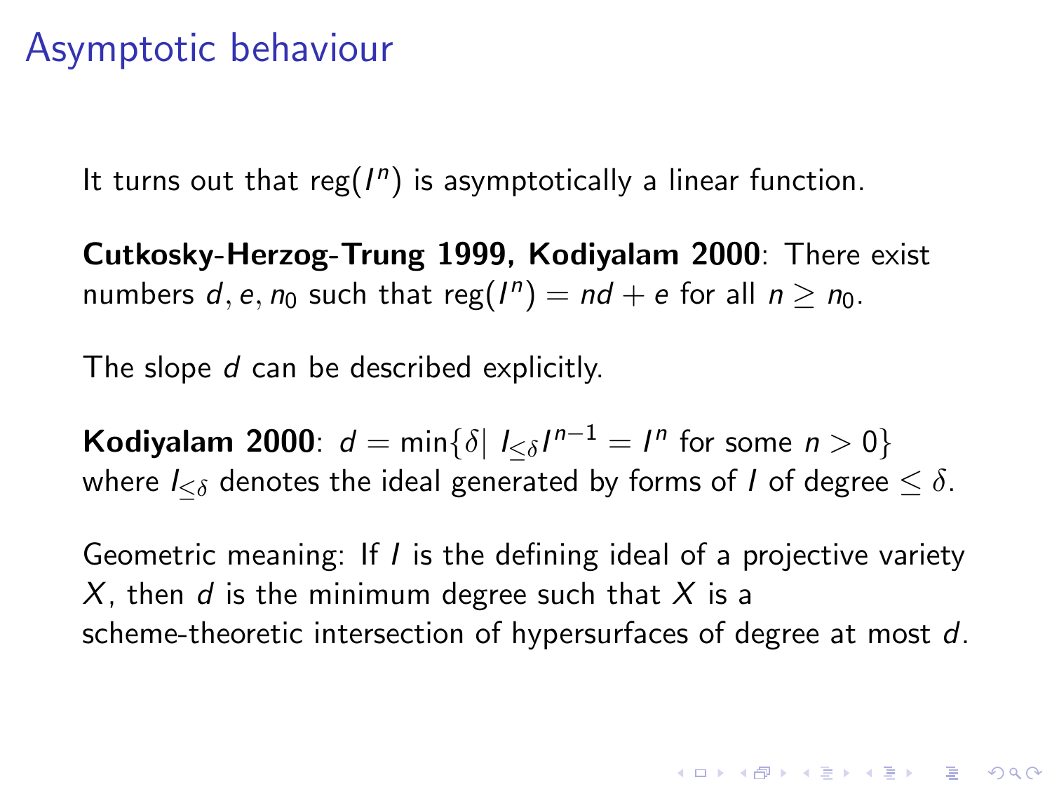# Asymptotic behaviour

It turns out that $\text{reg}(I^n)$ is asymptotically a linear function.

**Cutkosky-Herzog-Trung 1999, Kodiyalam 2000**: There exist numbers $d, e, n_0$ such that $\text{reg}(I^n) = nd + e$ for all $n \geq n_0$.

The slope $d$ can be described explicitly.

**Kodiyalam 2000**: $d = \min\{\delta |\ I_{\leq \delta} I^{n-1} = I^n \text{ for some } n > 0\}$ where $I_{\leq \delta}$ denotes the ideal generated by forms of $I$ of degree $\leq \delta$.

Geometric meaning: If $I$ is the defining ideal of a projective variety $X$, then $d$ is the minimum degree such that $X$ is a scheme-theoretic intersection of hypersurfaces of degree at most $d$.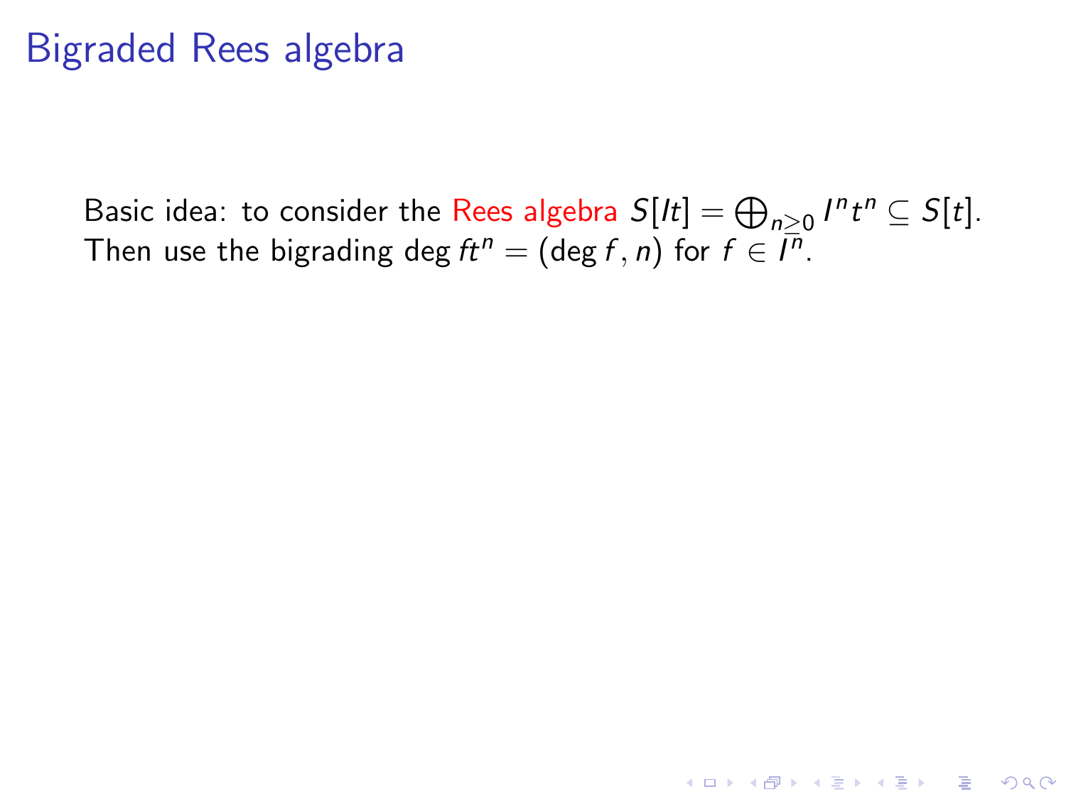# Bigraded Rees algebra

Basic idea: to consider the Rees algebra $S[It] = \bigoplus_{n \geq 0} I^n t^n \subseteq S[t]$. Then use the bigrading $\deg ft^n = (\deg f, n)$ for $f \in I^n$.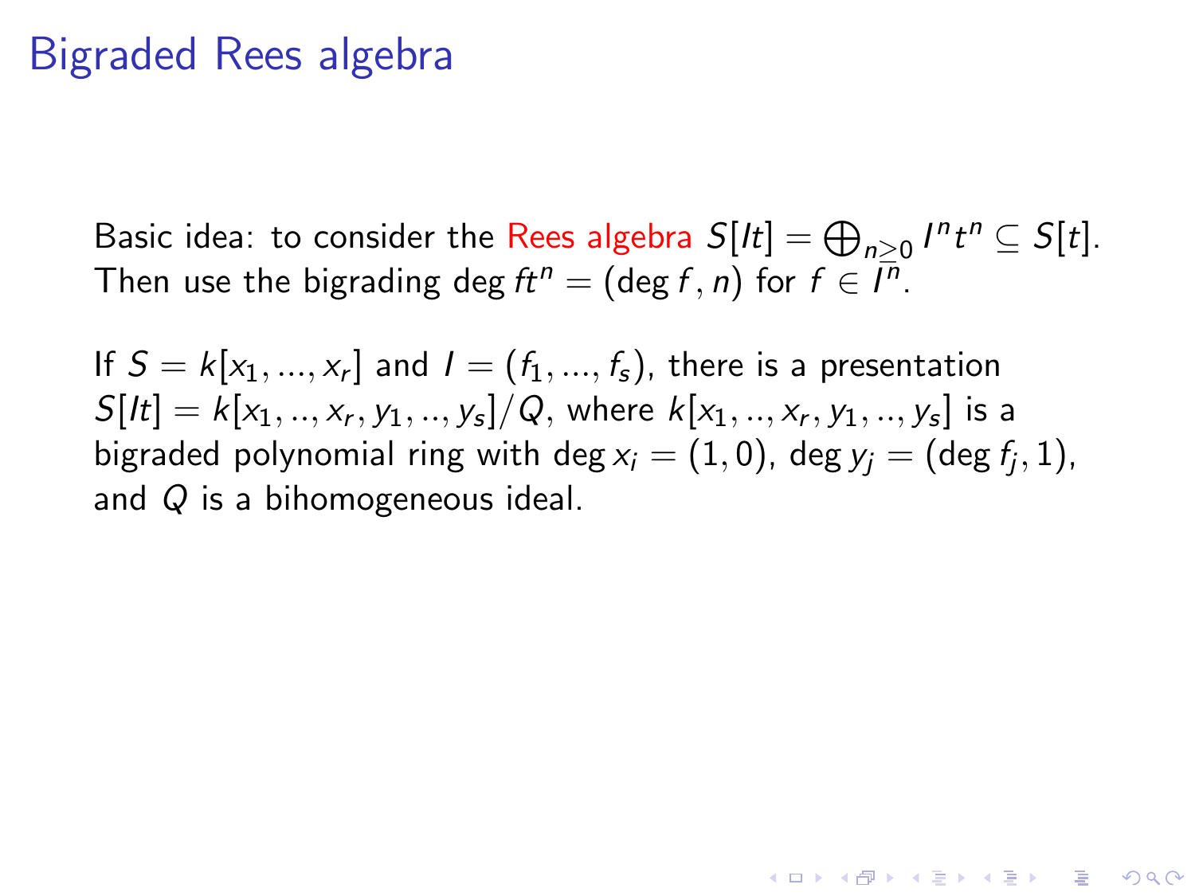# Bigraded Rees algebra

Basic idea: to consider the Rees algebra $S[It] = \bigoplus_{n \geq 0} I^n t^n \subseteq S[t]$. Then use the bigrading $\deg ft^n = (\deg f, n)$ for $f \in I^n$.

If $S = k[x_1, ..., x_r]$ and $I = (f_1, ..., f_s)$, there is a presentation $S[It] = k[x_1, .., x_r, y_1, .., y_s]/Q$, where $k[x_1, .., x_r, y_1, .., y_s]$ is a bigraded polynomial ring with $\deg x_i = (1, 0)$, $\deg y_j = (\deg f_j, 1)$, and $Q$ is a bihomogeneous ideal.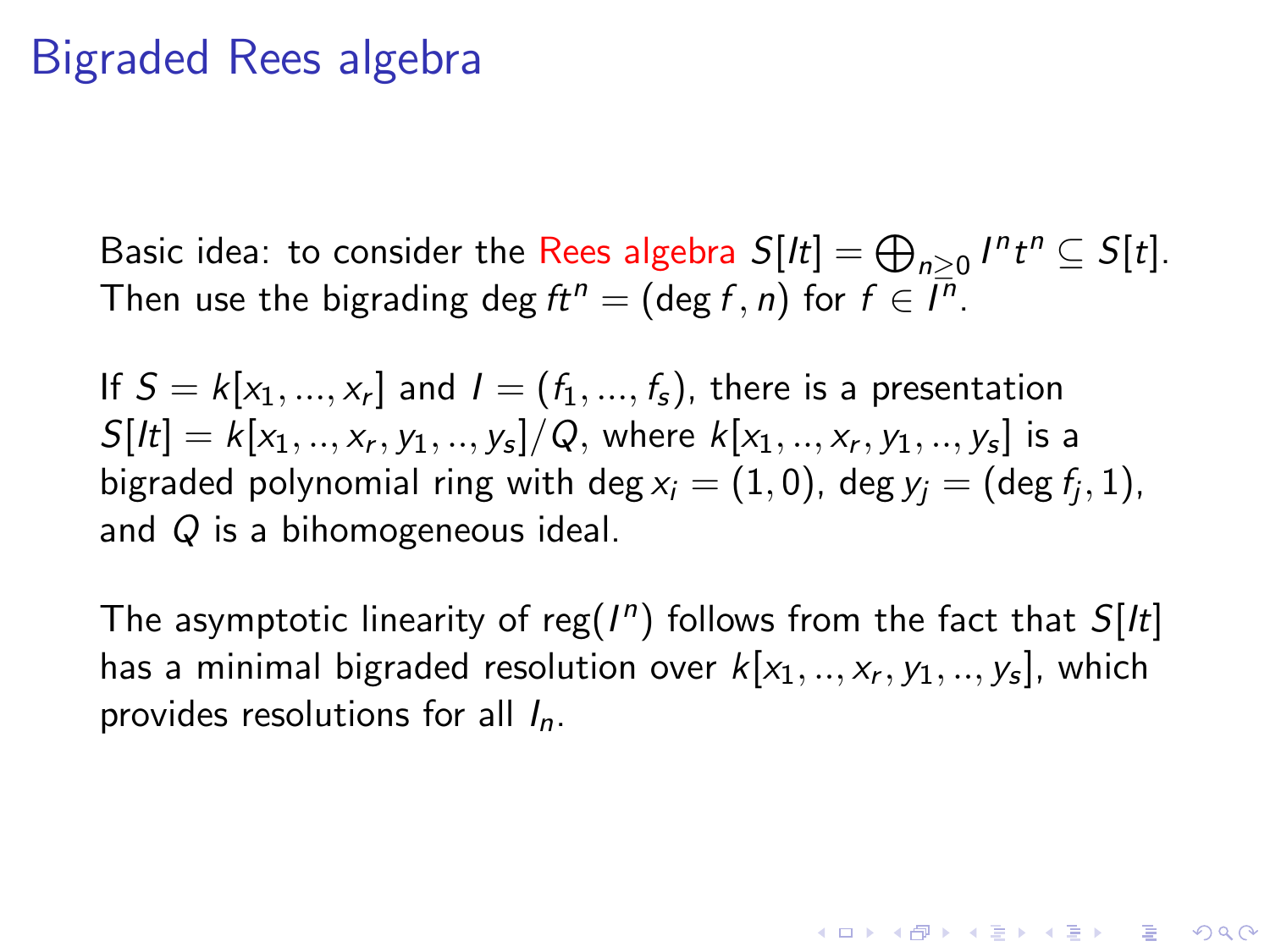# Bigraded Rees algebra

Basic idea: to consider the Rees algebra $S[It] = \bigoplus_{n\geq 0} I^n t^n \subseteq S[t]$. Then use the bigrading $\deg ft^n = (\deg f, n)$ for $f \in I^n$.

If $S = k[x_1, ..., x_r]$ and $I = (f_1, ..., f_s)$, there is a presentation $S[It] = k[x_1, .., x_r, y_1, .., y_s]/Q$, where $k[x_1, .., x_r, y_1, .., y_s]$ is a bigraded polynomial ring with $\deg x_i = (1, 0)$, $\deg y_j = (\deg f_j, 1)$, and $Q$ is a bihomogeneous ideal.

The asymptotic linearity of $\text{reg}(I^n)$ follows from the fact that $S[It]$ has a minimal bigraded resolution over $k[x_1, .., x_r, y_1, .., y_s]$, which provides resolutions for all $I_n$.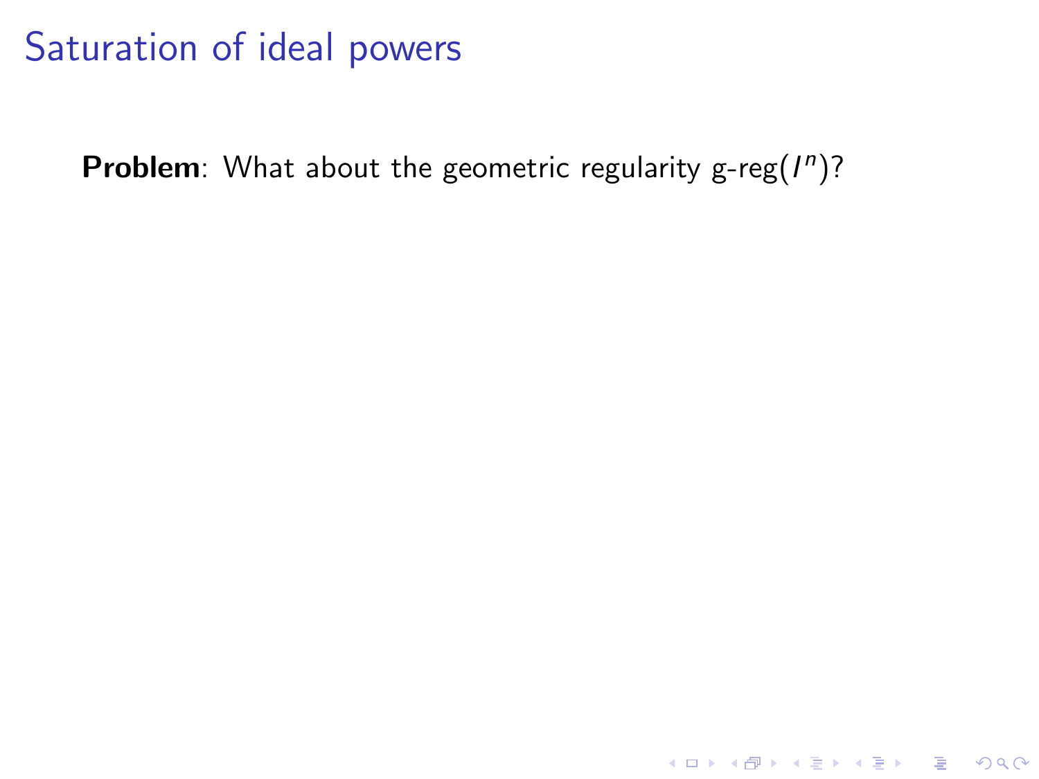# Saturation of ideal powers

**Problem**: What about the geometric regularity g-reg($I^n$)?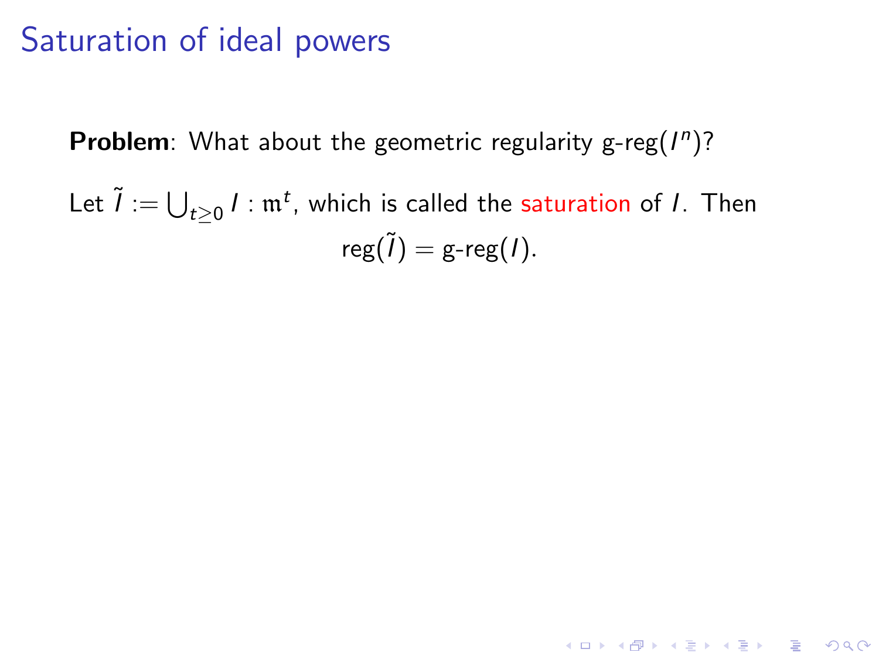# Saturation of ideal powers

**Problem**: What about the geometric regularity g-reg($I^n$)?

Let $\tilde{I} := \bigcup_{t \geq 0} I : \mathfrak{m}^t$, which is called the saturation of $I$. Then

$$\text{reg}(\tilde{I}) = \text{g-reg}(I).$$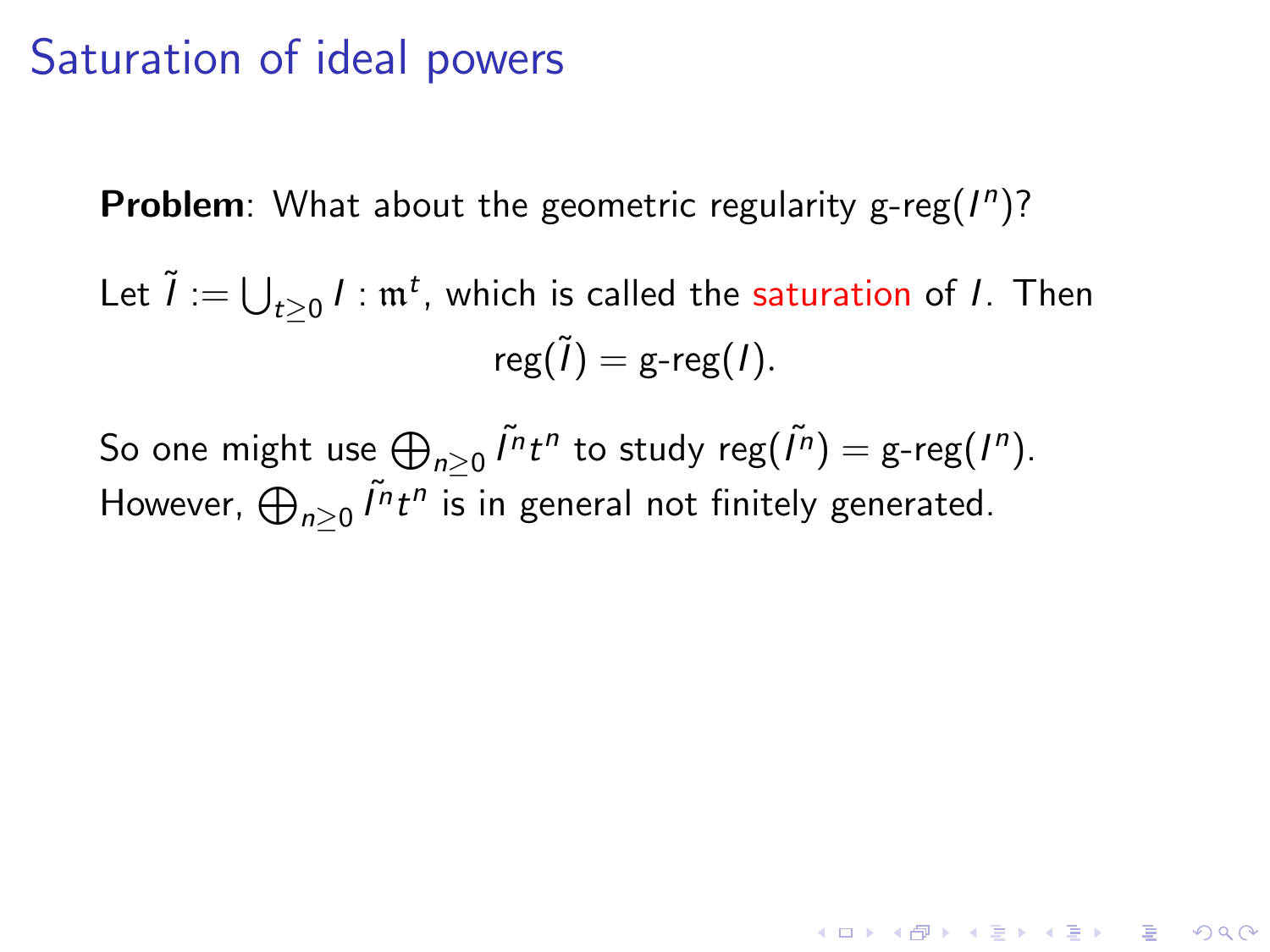# Saturation of ideal powers

**Problem**: What about the geometric regularity g-reg$(I^n)$?

Let $\tilde{I} := \bigcup_{t \geq 0} I : \mathfrak{m}^t$, which is called the saturation of $I$. Then

$$\text{reg}(\tilde{I}) = \text{g-reg}(I).$$

So one might use $\bigoplus_{n \geq 0} \tilde{I^n} t^n$ to study $\text{reg}(\tilde{I^n}) = \text{g-reg}(I^n)$. However, $\bigoplus_{n \geq 0} \tilde{I^n} t^n$ is in general not finitely generated.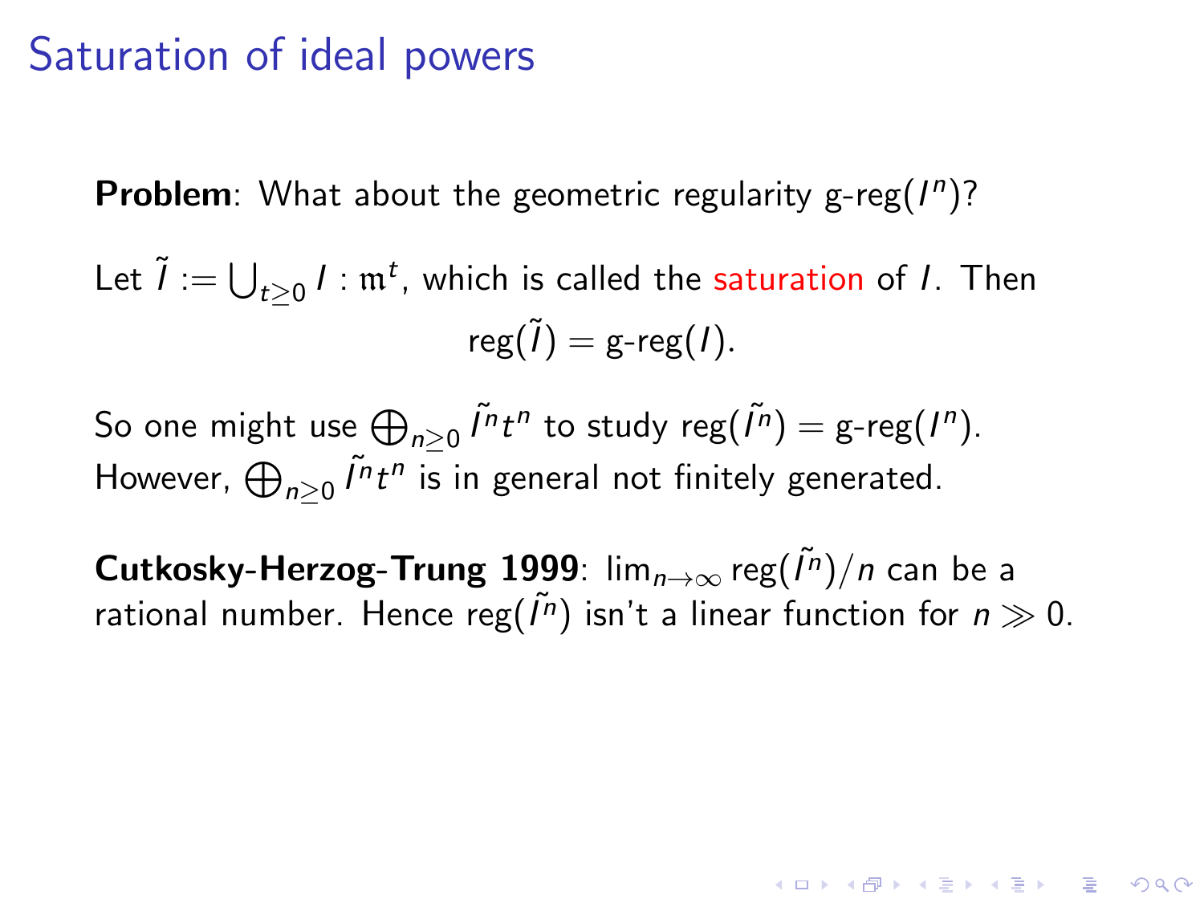# Saturation of ideal powers

**Problem**: What about the geometric regularity g-reg$(I^n)$?

Let $\tilde{I} := \bigcup_{t \geq 0} I : \mathfrak{m}^t$, which is called the saturation of $I$. Then

$$\text{reg}(\tilde{I}) = \text{g-reg}(I).$$

So one might use $\bigoplus_{n \geq 0} \tilde{I^n} t^n$ to study $\text{reg}(\tilde{I^n}) = \text{g-reg}(I^n)$. However, $\bigoplus_{n \geq 0} \tilde{I^n} t^n$ is in general not finitely generated.

**Cutkosky-Herzog-Trung 1999**: $\lim_{n \to \infty} \text{reg}(\tilde{I^n})/n$ can be a rational number. Hence $\text{reg}(\tilde{I^n})$ isn't a linear function for $n \gg 0$.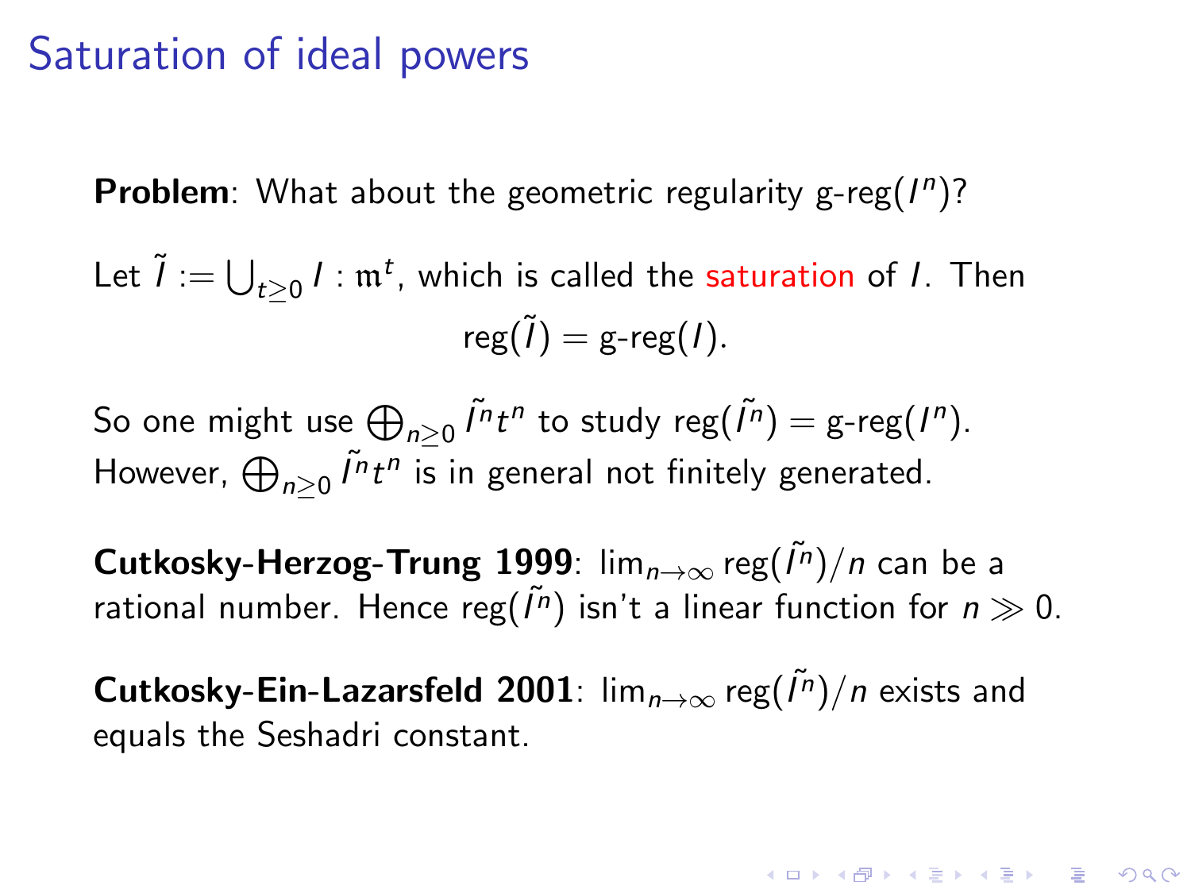# Saturation of ideal powers

**Problem**: What about the geometric regularity g-reg$(I^n)$?

Let $\tilde{I} := \bigcup_{t \geq 0} I : \mathfrak{m}^t$, which is called the saturation of $I$. Then

$$\text{reg}(\tilde{I}) = \text{g-reg}(I).$$

So one might use $\bigoplus_{n \geq 0} \tilde{I^n} t^n$ to study $\text{reg}(\tilde{I^n}) = \text{g-reg}(I^n)$. However, $\bigoplus_{n \geq 0} \tilde{I^n} t^n$ is in general not finitely generated.

**Cutkosky-Herzog-Trung 1999**: $\lim_{n \to \infty} \text{reg}(\tilde{I^n})/n$ can be a rational number. Hence $\text{reg}(\tilde{I^n})$ isn't a linear function for $n \gg 0$.

**Cutkosky-Ein-Lazarsfeld 2001**: $\lim_{n \to \infty} \text{reg}(\tilde{I^n})/n$ exists and equals the Seshadri constant.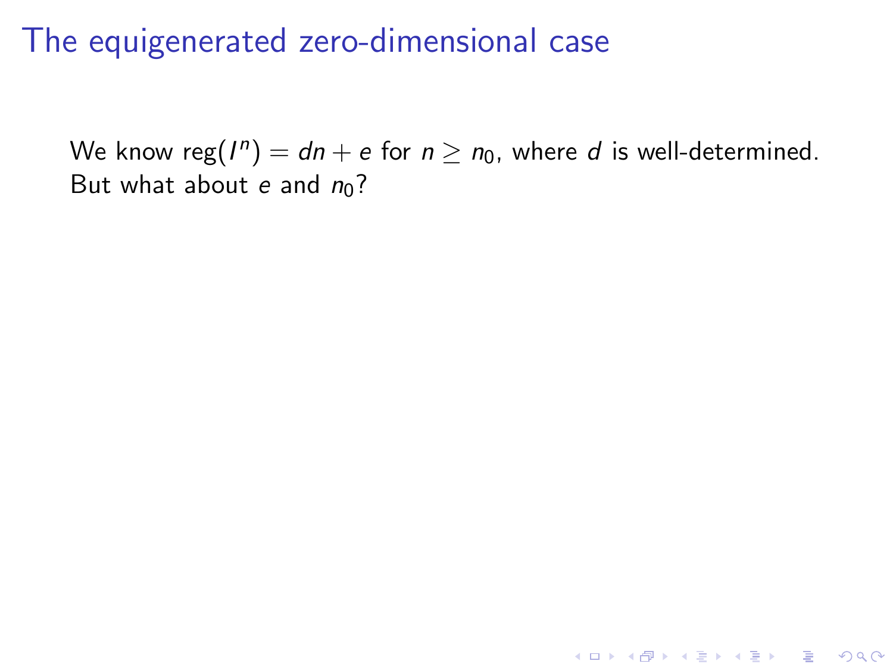# The equigenerated zero-dimensional case

We know $\text{reg}(I^n) = dn + e$ for $n \geq n_0$, where $d$ is well-determined. But what about $e$ and $n_0$?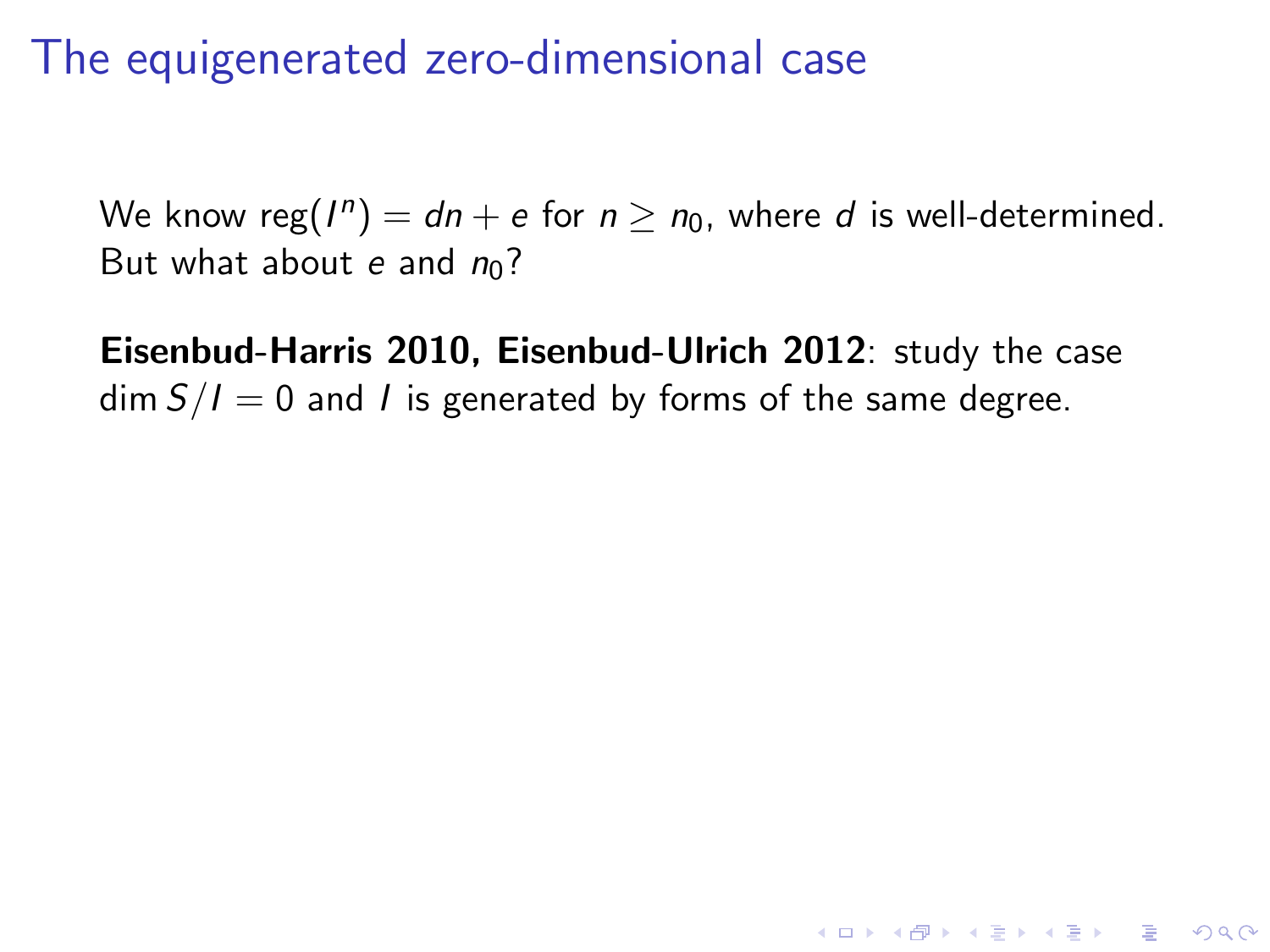# The equigenerated zero-dimensional case

We know $\operatorname{reg}(I^n) = dn + e$ for $n \geq n_0$, where $d$ is well-determined. But what about $e$ and $n_0$?

**Eisenbud-Harris 2010, Eisenbud-Ulrich 2012**: study the case $\dim S/I = 0$ and $I$ is generated by forms of the same degree.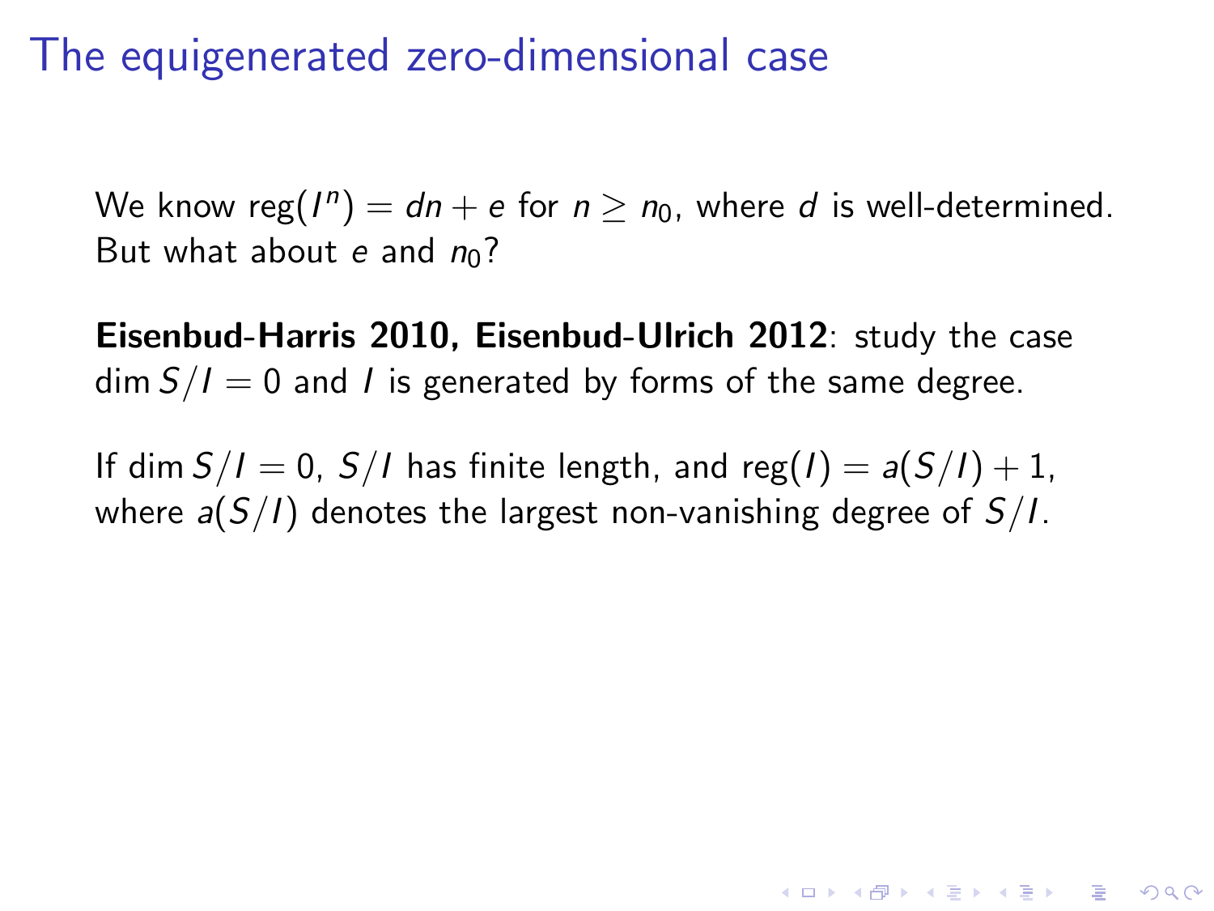# The equigenerated zero-dimensional case

We know $\operatorname{reg}(I^n) = dn + e$ for $n \geq n_0$, where $d$ is well-determined. But what about $e$ and $n_0$?

**Eisenbud-Harris 2010, Eisenbud-Ulrich 2012**: study the case $\dim S/I = 0$ and $I$ is generated by forms of the same degree.

If $\dim S/I = 0$, $S/I$ has finite length, and $\operatorname{reg}(I) = a(S/I) + 1$, where $a(S/I)$ denotes the largest non-vanishing degree of $S/I$.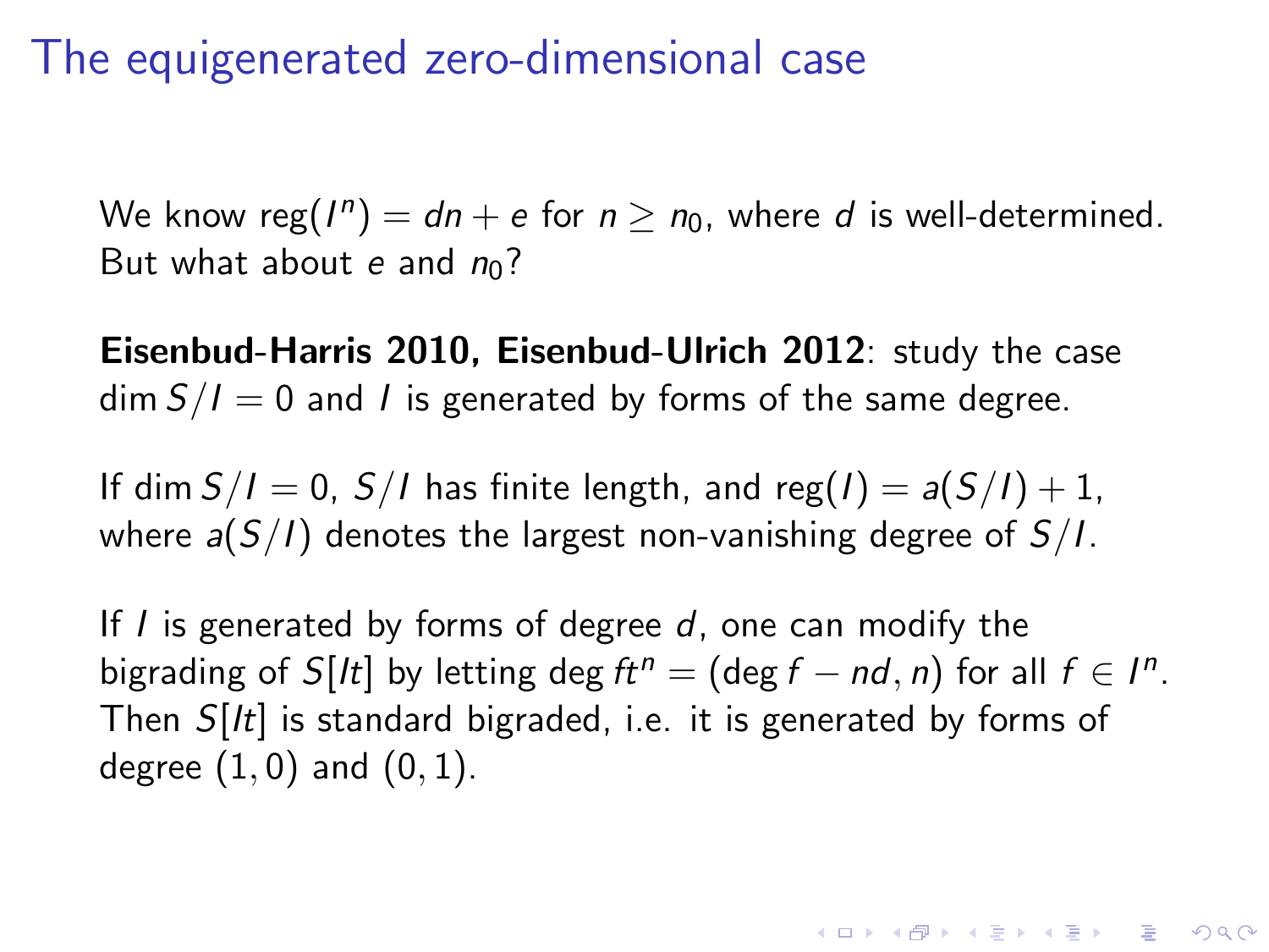# The equigenerated zero-dimensional case

We know $\operatorname{reg}(I^n) = dn + e$ for $n \geq n_0$, where $d$ is well-determined. But what about $e$ and $n_0$?

**Eisenbud-Harris 2010, Eisenbud-Ulrich 2012**: study the case $\dim S/I = 0$ and $I$ is generated by forms of the same degree.

If $\dim S/I = 0$, $S/I$ has finite length, and $\operatorname{reg}(I) = a(S/I) + 1$, where $a(S/I)$ denotes the largest non-vanishing degree of $S/I$.

If $I$ is generated by forms of degree $d$, one can modify the bigrading of $S[It]$ by letting $\deg ft^n = (\deg f - nd, n)$ for all $f \in I^n$. Then $S[It]$ is standard bigraded, i.e. it is generated by forms of degree $(1,0)$ and $(0,1)$.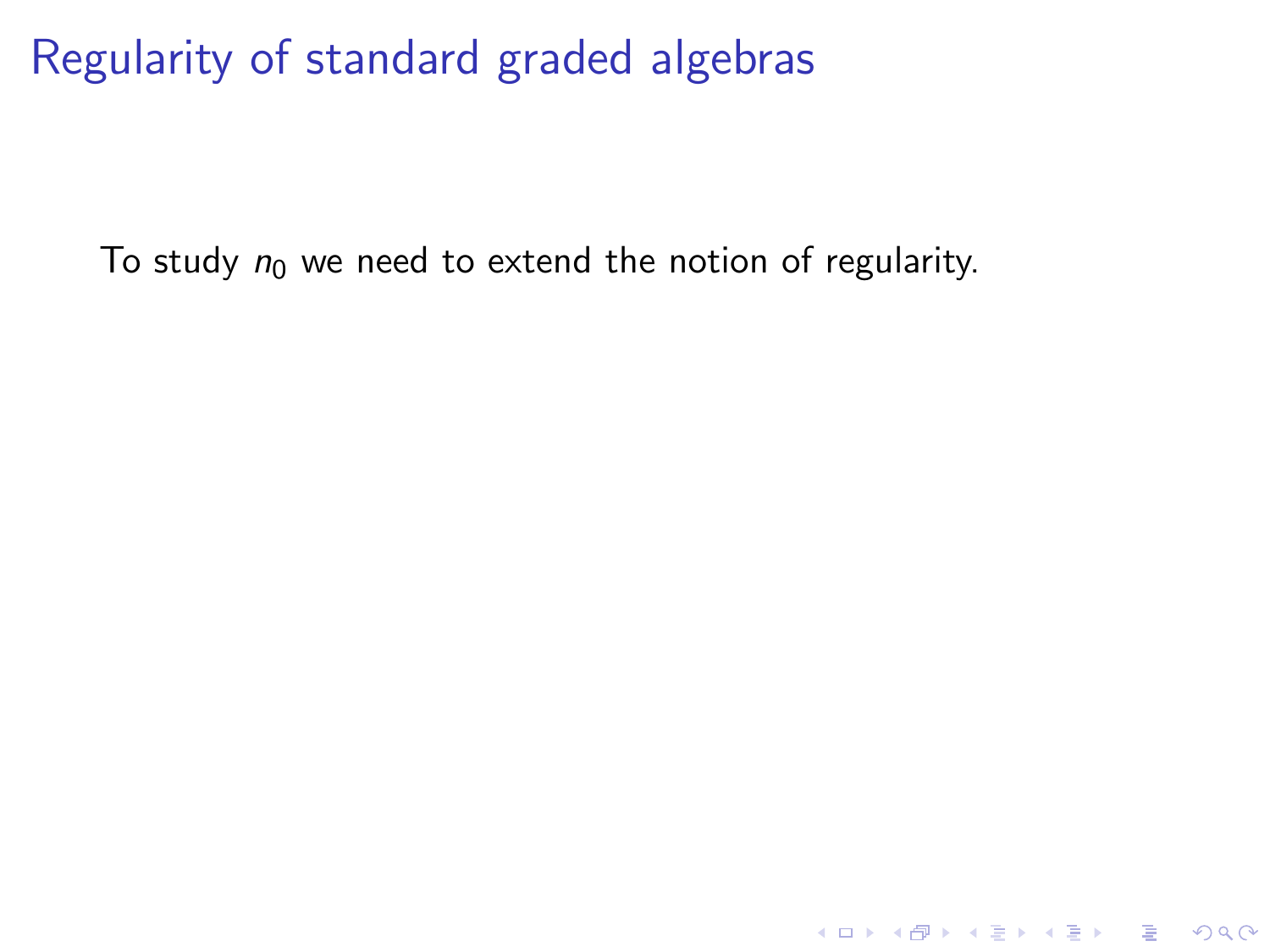# Regularity of standard graded algebras

To study $n_0$ we need to extend the notion of regularity.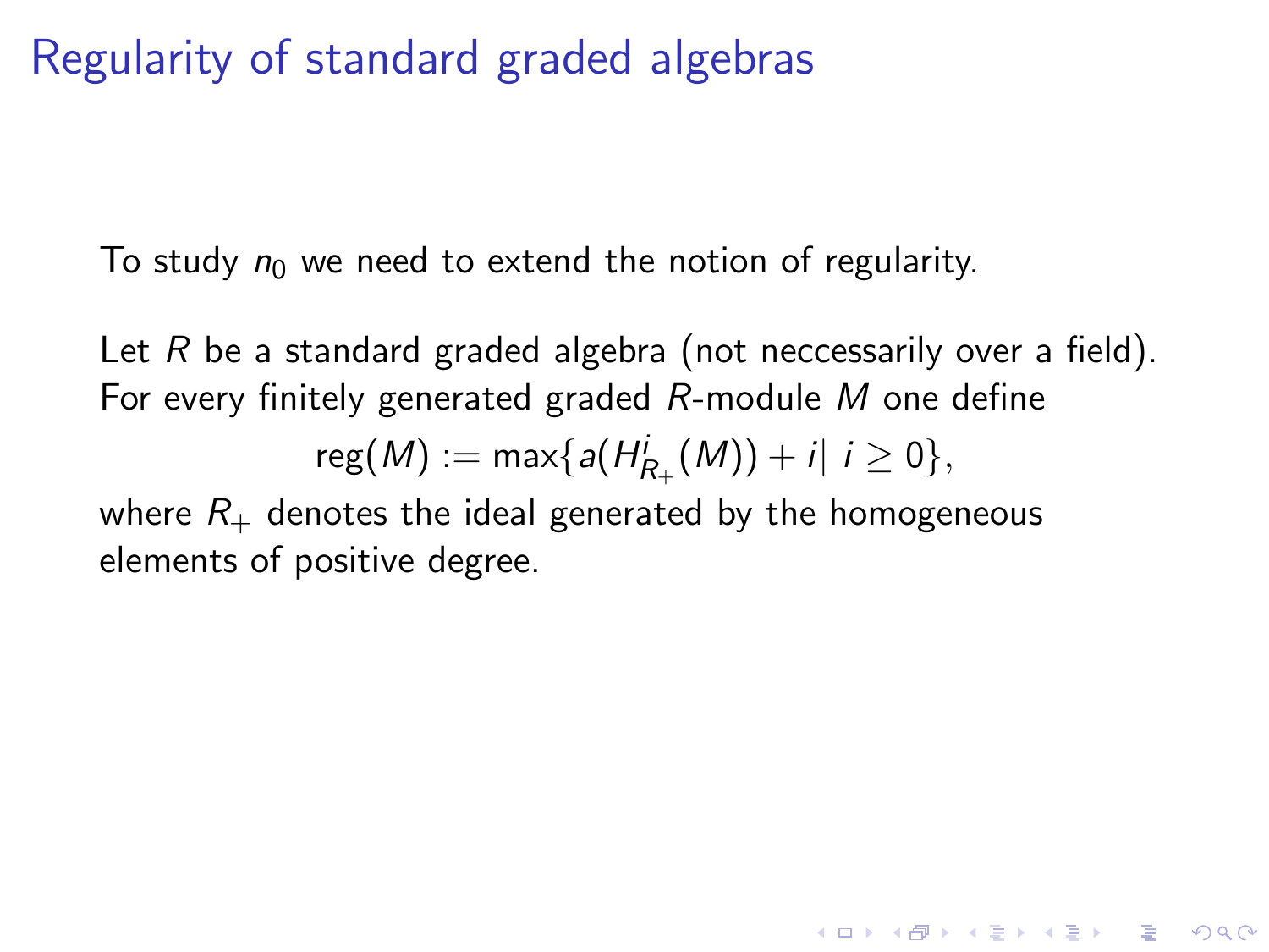# Regularity of standard graded algebras

To study $n_0$ we need to extend the notion of regularity.

Let $R$ be a standard graded algebra (not neccessarily over a field). For every finitely generated graded $R$-module $M$ one define

$$\operatorname{reg}(M) := \max\{a(H^i_{R_+}(M)) + i |\ i \geq 0\},$$

where $R_+$ denotes the ideal generated by the homogeneous elements of positive degree.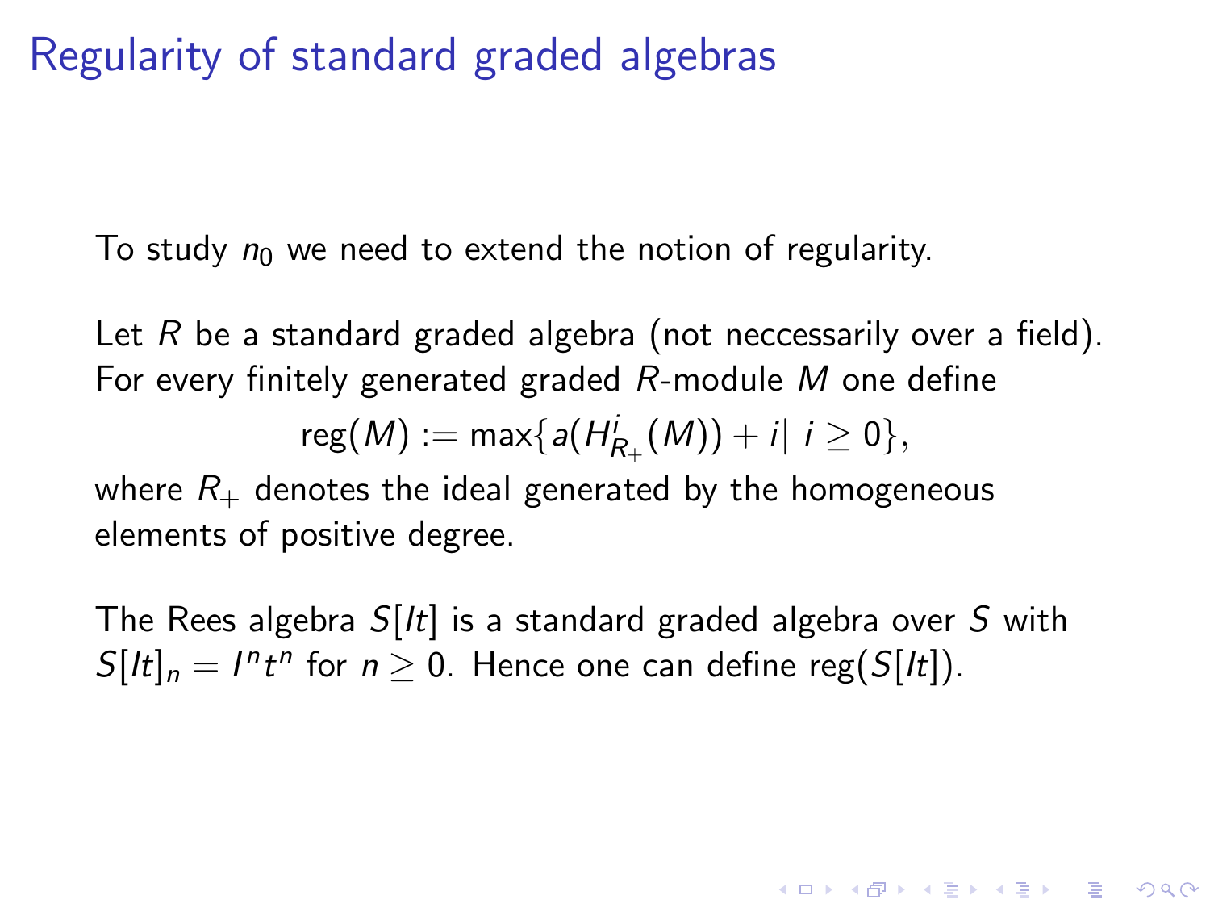# Regularity of standard graded algebras

To study $n_0$ we need to extend the notion of regularity.

Let $R$ be a standard graded algebra (not neccessarily over a field). For every finitely generated graded $R$-module $M$ one define

$$\text{reg}(M) := \max\{a(H^i_{R_+}(M)) + i |\ i \geq 0\},$$

where $R_+$ denotes the ideal generated by the homogeneous elements of positive degree.

The Rees algebra $S[It]$ is a standard graded algebra over $S$ with $S[It]_n = I^n t^n$ for $n \geq 0$. Hence one can define $\text{reg}(S[It])$.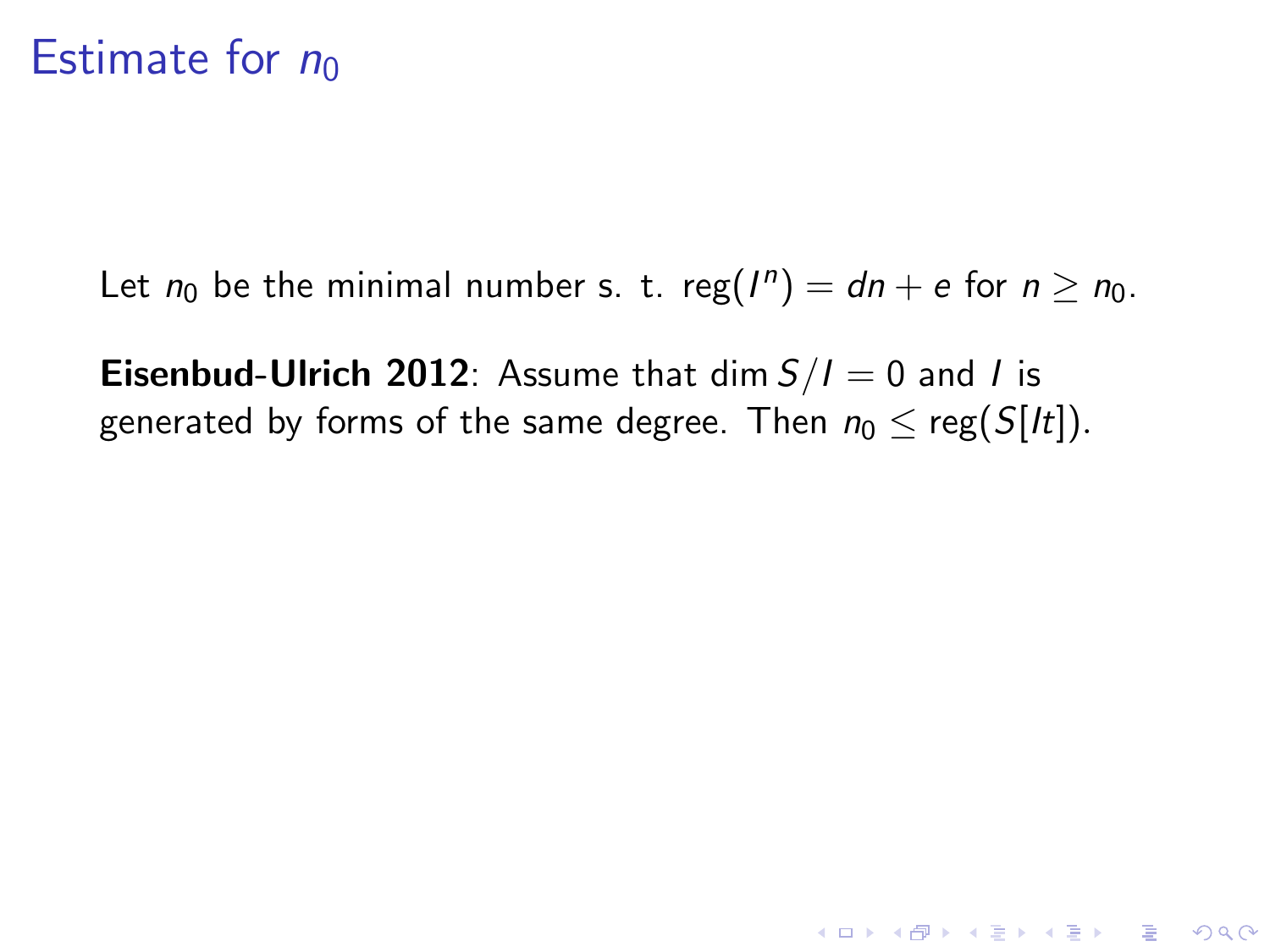# Estimate for $n_0$

Let $n_0$ be the minimal number s. t. $\text{reg}(I^n) = dn + e$ for $n \geq n_0$.

**Eisenbud-Ulrich 2012**: Assume that $\dim S/I = 0$ and $I$ is generated by forms of the same degree. Then $n_0 \leq \text{reg}(S[It])$.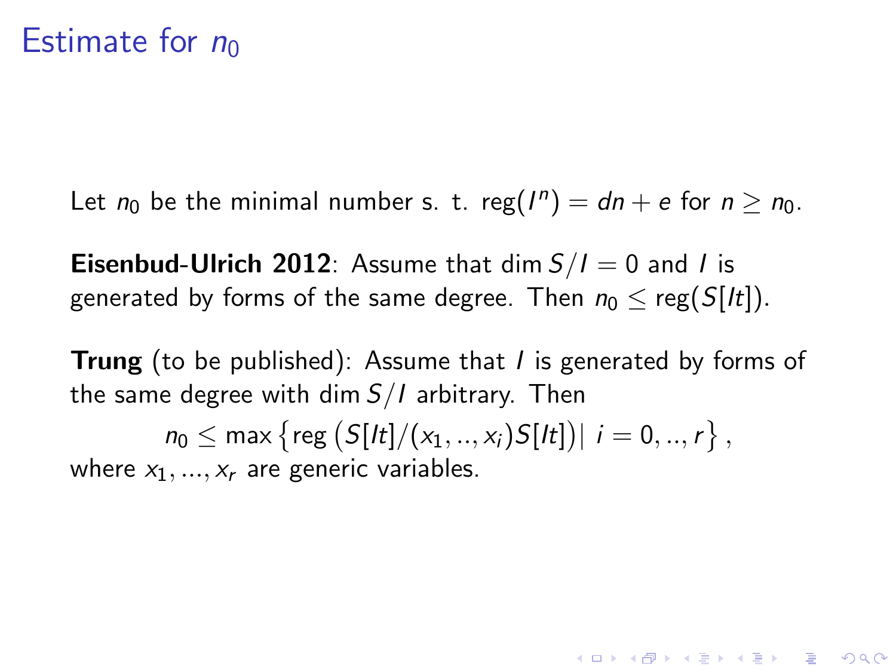# Estimate for $n_0$

Let $n_0$ be the minimal number s. t. $\operatorname{reg}(I^n) = dn + e$ for $n \geq n_0$.

**Eisenbud-Ulrich 2012**: Assume that $\dim S/I = 0$ and $I$ is generated by forms of the same degree. Then $n_0 \leq \operatorname{reg}(S[It])$.

**Trung** (to be published): Assume that $I$ is generated by forms of the same degree with $\dim S/I$ arbitrary. Then

$$n_0 \leq \max \left\{ \operatorname{reg} \left( S[It]/(x_1, .., x_i)S[It] \right) \mid i = 0, .., r \right\},$$

where $x_1, ..., x_r$ are generic variables.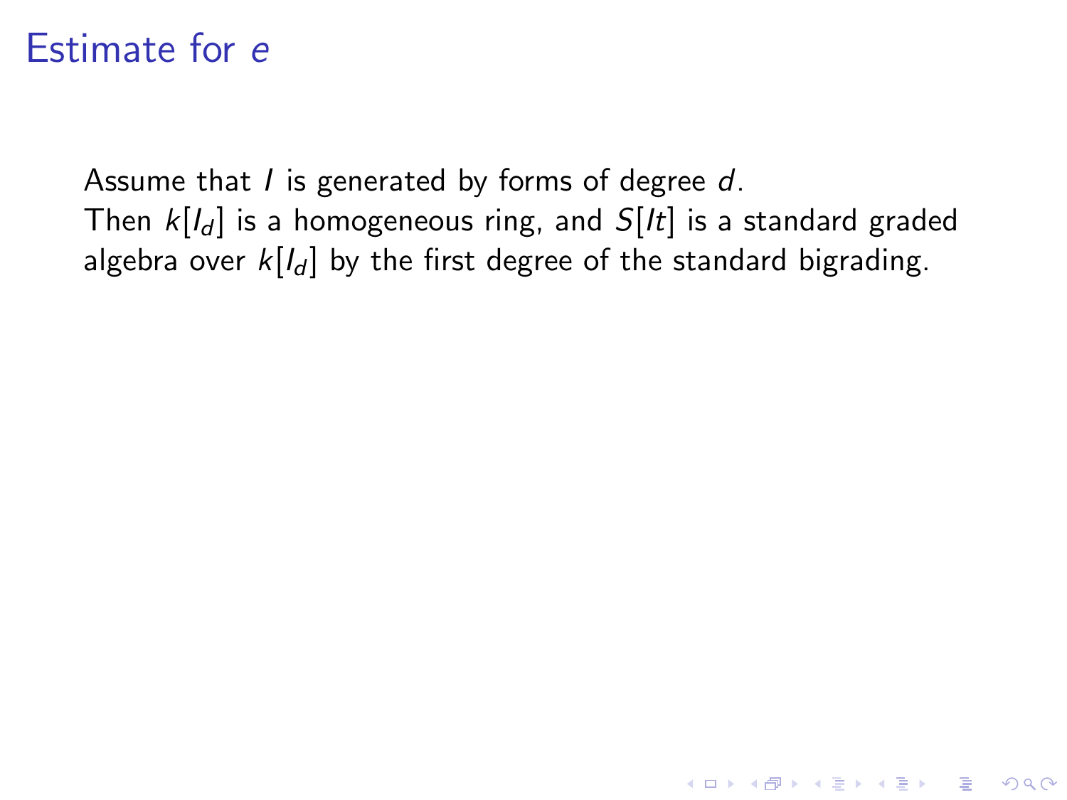# Estimate for $e$

Assume that $I$ is generated by forms of degree $d$.
Then $k[I_d]$ is a homogeneous ring, and $S[It]$ is a standard graded algebra over $k[I_d]$ by the first degree of the standard bigrading.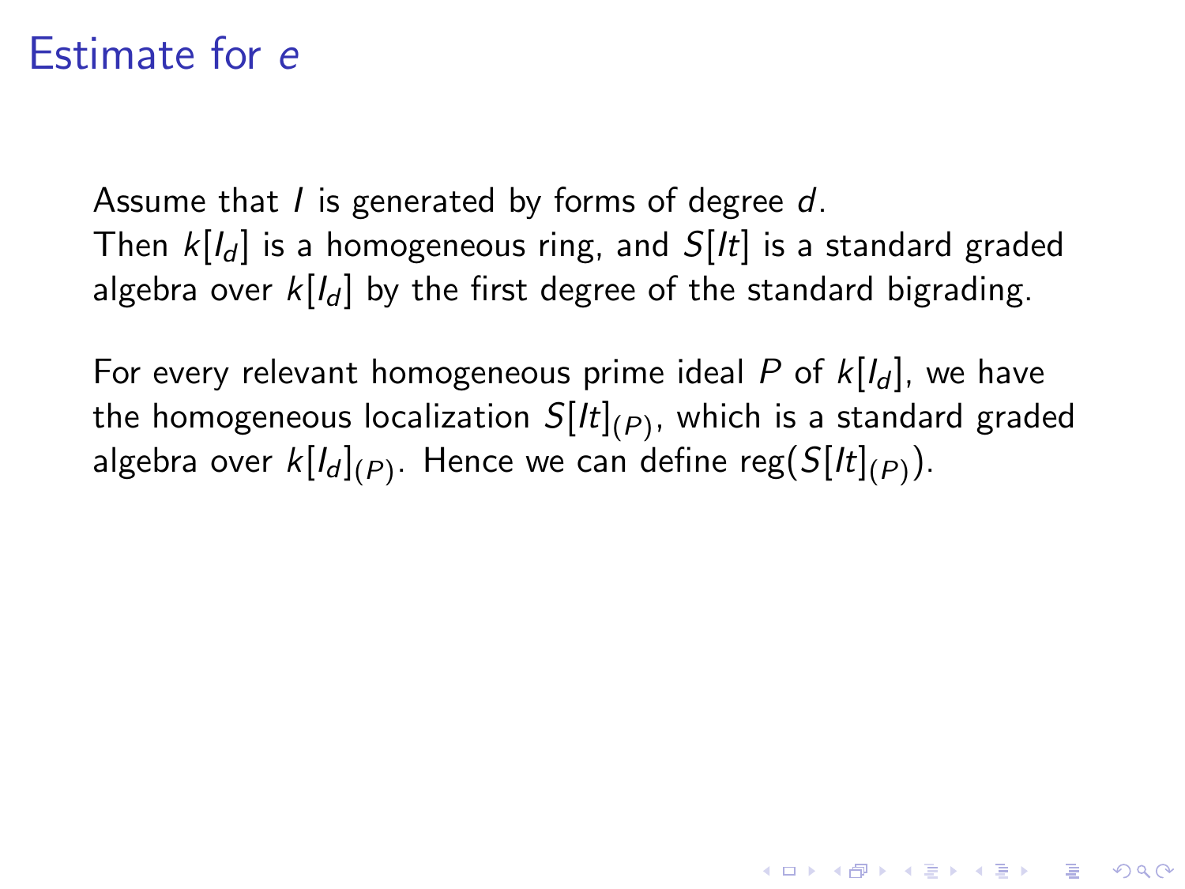# Estimate for $e$

Assume that $I$ is generated by forms of degree $d$.
Then $k[I_d]$ is a homogeneous ring, and $S[It]$ is a standard graded algebra over $k[I_d]$ by the first degree of the standard bigrading.

For every relevant homogeneous prime ideal $P$ of $k[I_d]$, we have the homogeneous localization $S[It]_{(P)}$, which is a standard graded algebra over $k[I_d]_{(P)}$. Hence we can define $\operatorname{reg}(S[It]_{(P)})$.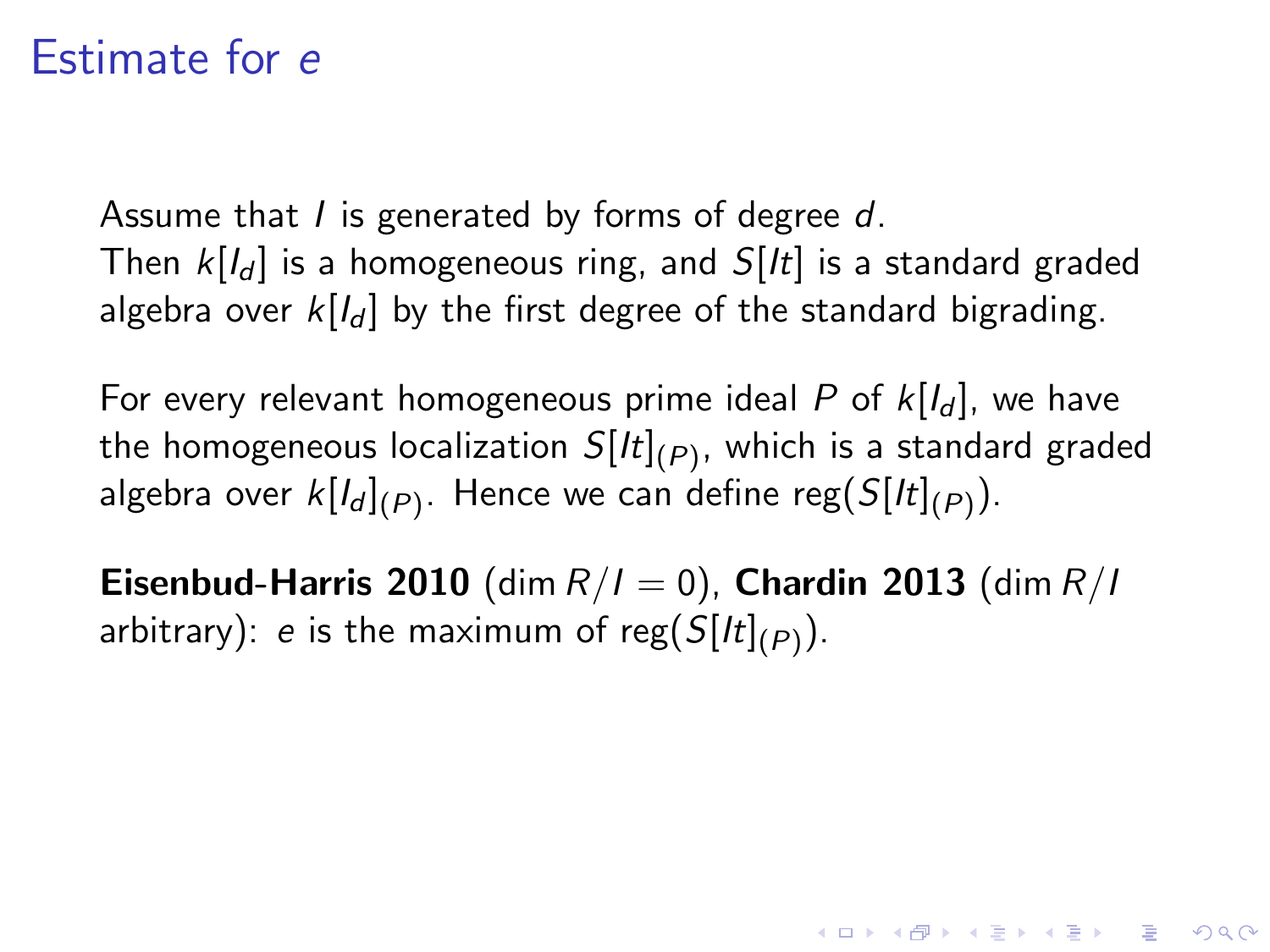# Estimate for $e$

Assume that $I$ is generated by forms of degree $d$.
Then $k[I_d]$ is a homogeneous ring, and $S[It]$ is a standard graded algebra over $k[I_d]$ by the first degree of the standard bigrading.

For every relevant homogeneous prime ideal $P$ of $k[I_d]$, we have the homogeneous localization $S[It]_{(P)}$, which is a standard graded algebra over $k[I_d]_{(P)}$. Hence we can define $\operatorname{reg}(S[It]_{(P)})$.

**Eisenbud-Harris 2010** ($\dim R/I = 0$), **Chardin 2013** ($\dim R/I$ arbitrary): $e$ is the maximum of $\operatorname{reg}(S[It]_{(P)})$.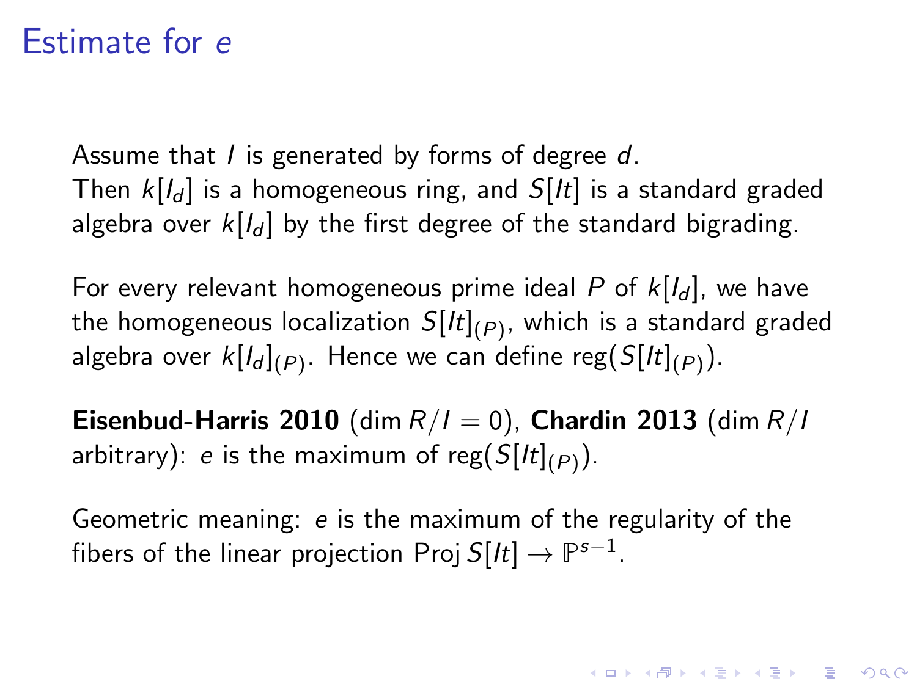# Estimate for $e$

Assume that $I$ is generated by forms of degree $d$.
Then $k[I_d]$ is a homogeneous ring, and $S[It]$ is a standard graded algebra over $k[I_d]$ by the first degree of the standard bigrading.

For every relevant homogeneous prime ideal $P$ of $k[I_d]$, we have the homogeneous localization $S[It]_{(P)}$, which is a standard graded algebra over $k[I_d]_{(P)}$. Hence we can define $\operatorname{reg}(S[It]_{(P)})$.

**Eisenbud-Harris 2010** ($\dim R/I = 0$), **Chardin 2013** ($\dim R/I$ arbitrary): $e$ is the maximum of $\operatorname{reg}(S[It]_{(P)})$.

Geometric meaning: $e$ is the maximum of the regularity of the fibers of the linear projection $\operatorname{Proj} S[It] \to \mathbb{P}^{s-1}$.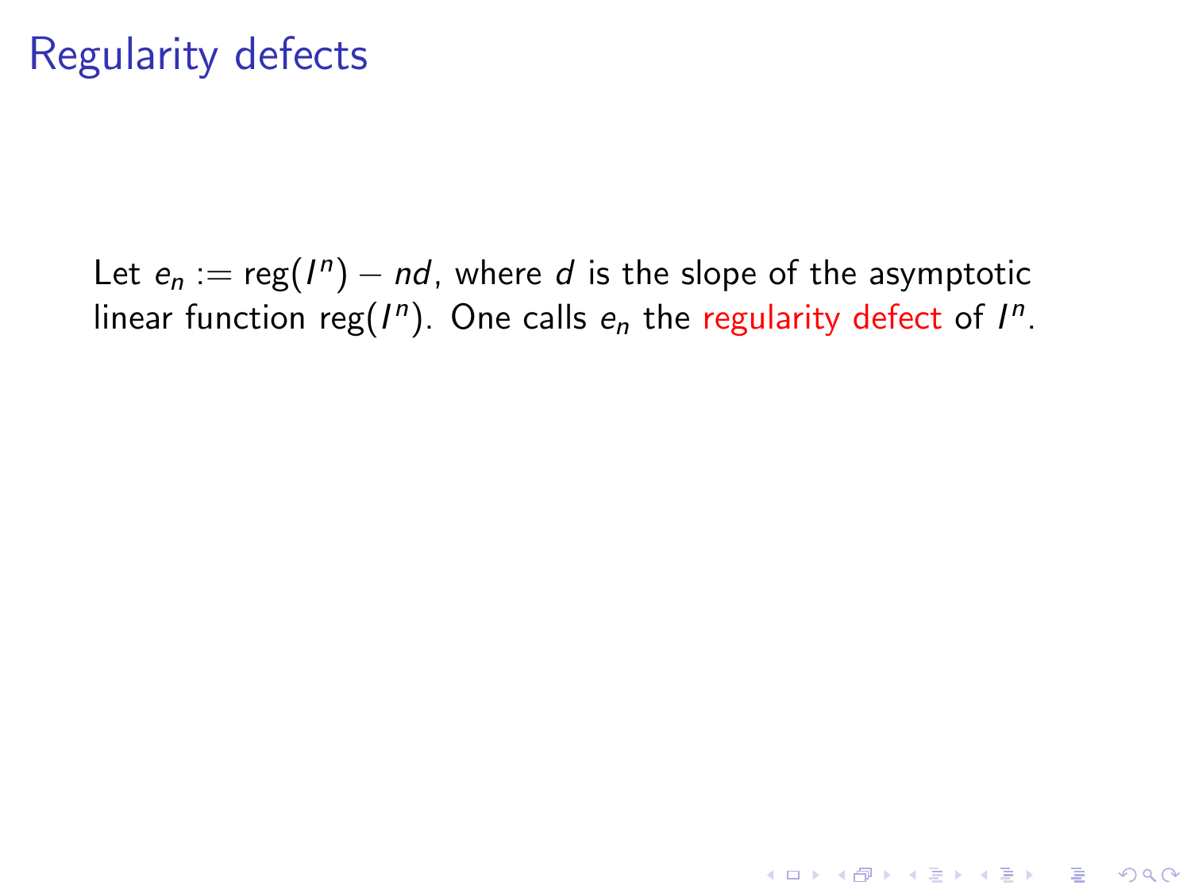# Regularity defects

Let $e_n := \text{reg}(I^n) - nd$, where $d$ is the slope of the asymptotic linear function $\text{reg}(I^n)$. One calls $e_n$ the regularity defect of $I^n$.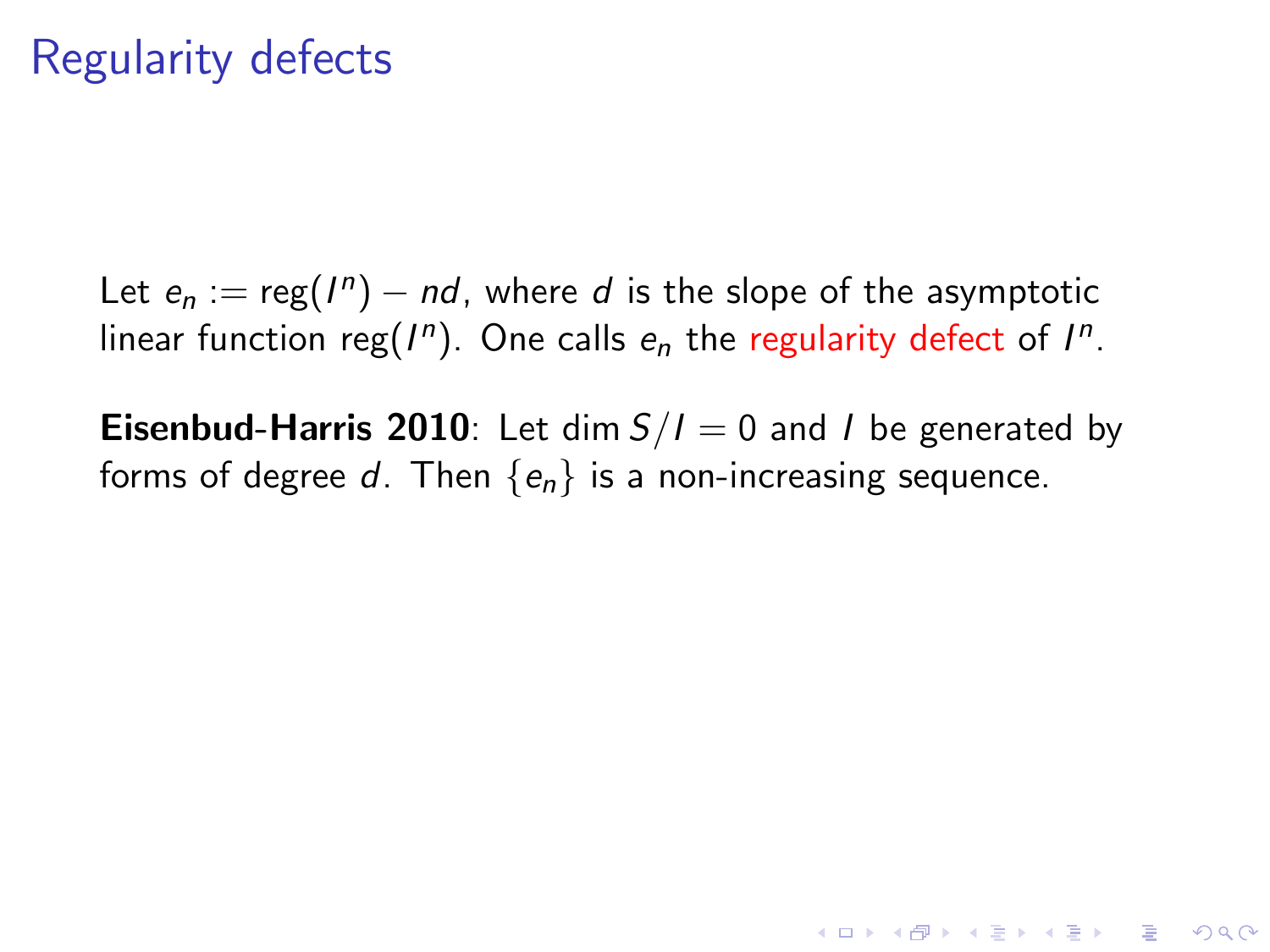# Regularity defects

Let $e_n := \operatorname{reg}(I^n) - nd$, where $d$ is the slope of the asymptotic linear function $\operatorname{reg}(I^n)$. One calls $e_n$ the regularity defect of $I^n$.

**Eisenbud-Harris 2010**: Let $\dim S/I = 0$ and $I$ be generated by forms of degree $d$. Then $\{e_n\}$ is a non-increasing sequence.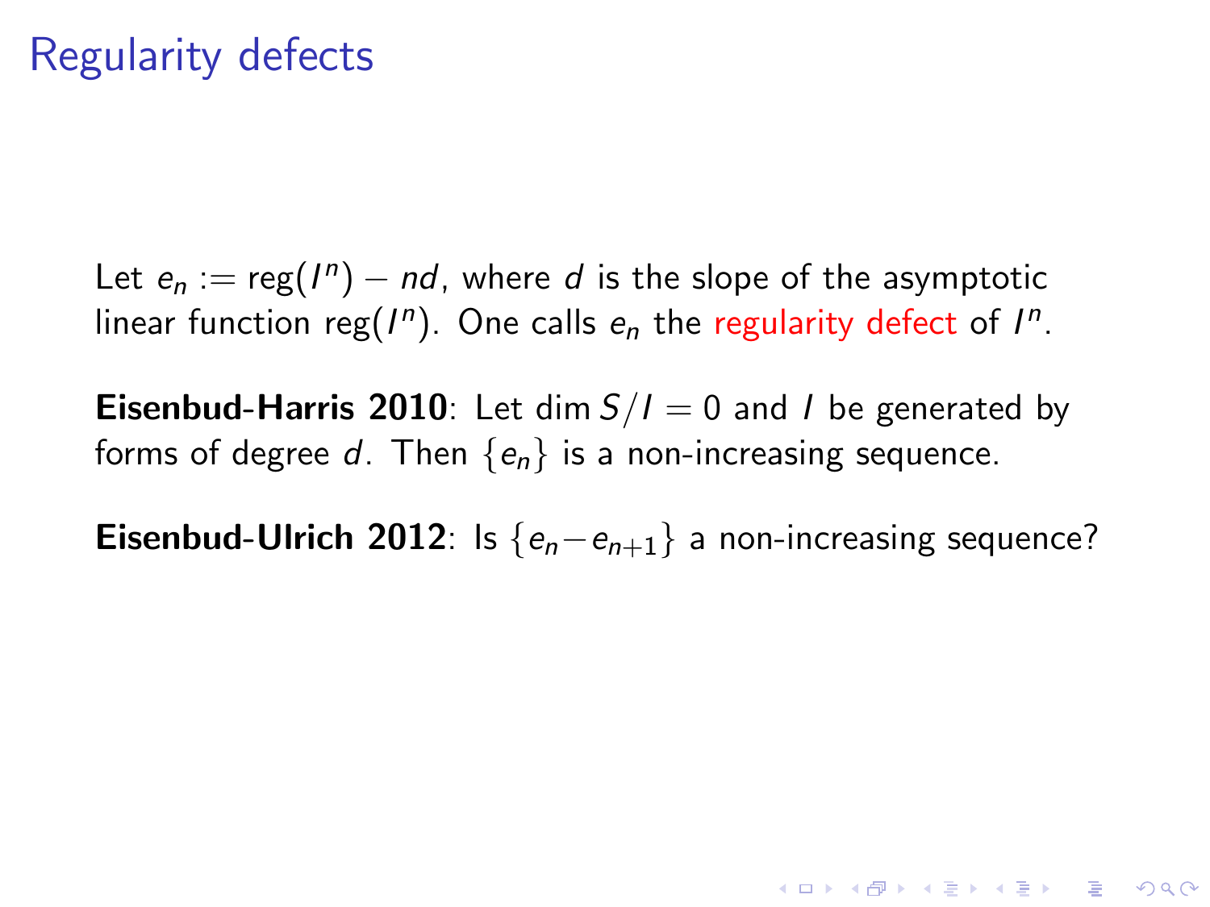# Regularity defects

Let $e_n := \text{reg}(I^n) - nd$, where $d$ is the slope of the asymptotic linear function $\text{reg}(I^n)$. One calls $e_n$ the regularity defect of $I^n$.

**Eisenbud-Harris 2010**: Let $\dim S/I = 0$ and $I$ be generated by forms of degree $d$. Then $\{e_n\}$ is a non-increasing sequence.

**Eisenbud-Ulrich 2012**: Is $\{e_n - e_{n+1}\}$ a non-increasing sequence?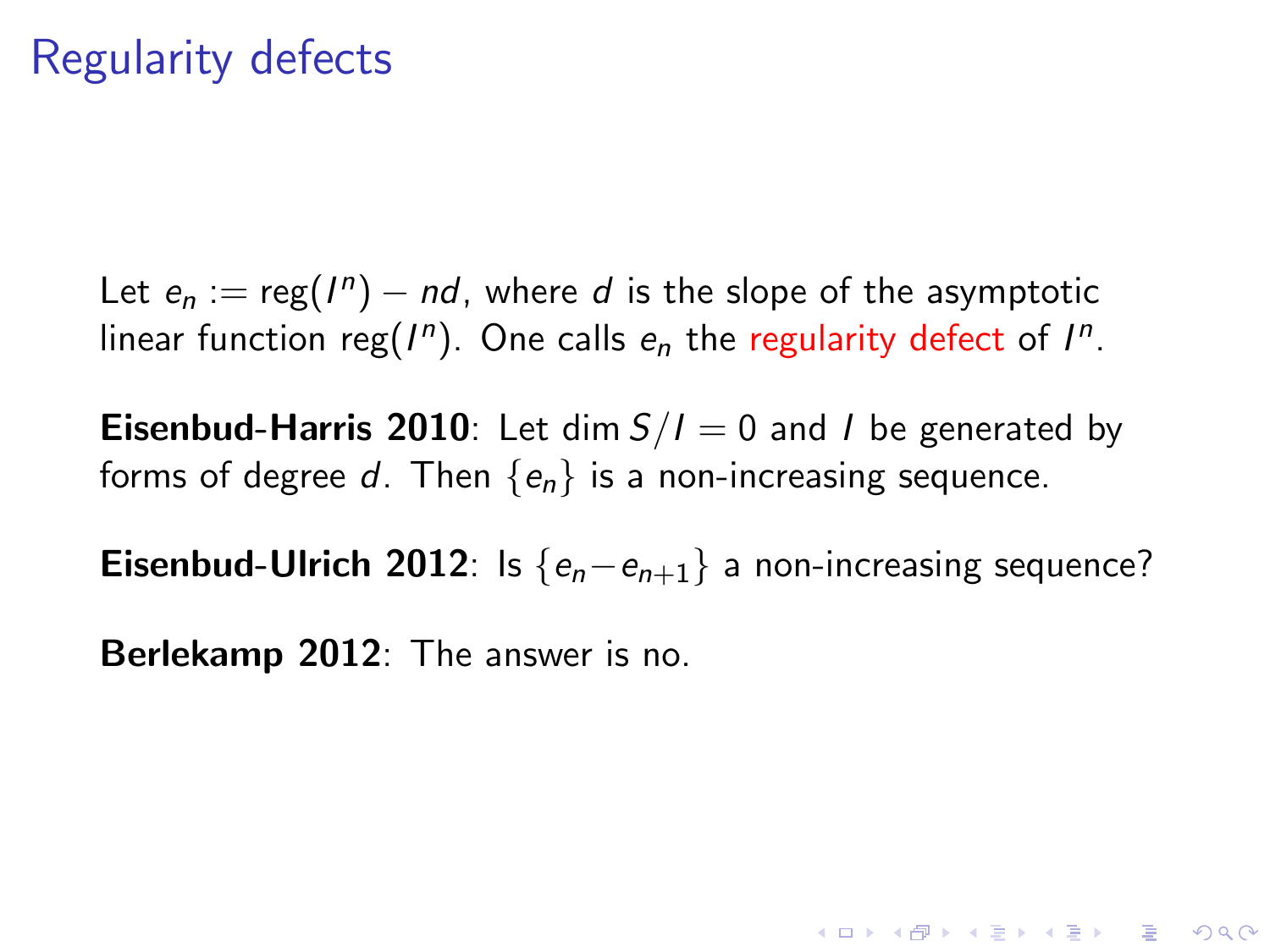# Regularity defects

Let $e_n := \text{reg}(I^n) - nd$, where $d$ is the slope of the asymptotic linear function $\text{reg}(I^n)$. One calls $e_n$ the regularity defect of $I^n$.

**Eisenbud-Harris 2010**: Let $\dim S/I = 0$ and $I$ be generated by forms of degree $d$. Then $\{e_n\}$ is a non-increasing sequence.

**Eisenbud-Ulrich 2012**: Is $\{e_n - e_{n+1}\}$ a non-increasing sequence?

**Berlekamp 2012**: The answer is no.